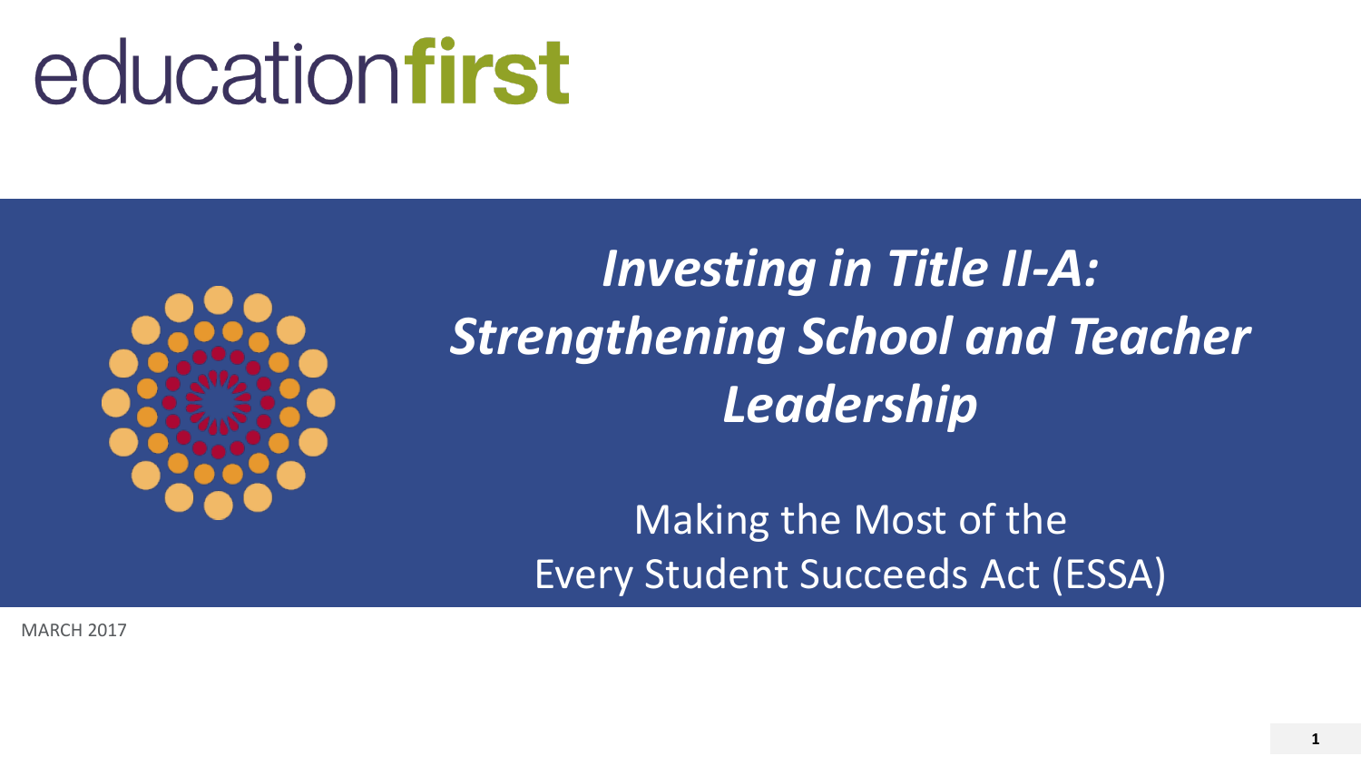educationfirst

# *Investing in Title II-A: Strengthening School and Teacher Leadership*

Making the Most of the Every Student Succeeds Act (ESSA)

MARCH 2017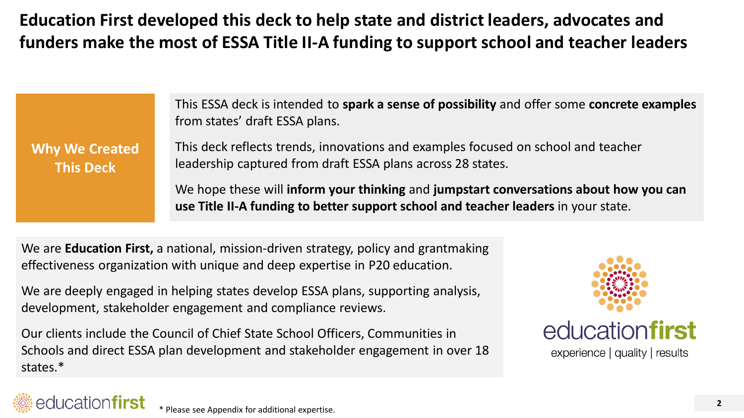# Education First developed this deck to help state and district leaders, advocates and funders make the most of ESSA Title II-A funding to support school and teacher leaders

## Why We Created This Deck

This ESSA deck is intended to **spark a sense of possibility** and offer some **concrete examples** from states' draft ESSA plans.

This deck reflects trends, innovations and examples focused on school and teacher leadership captured from draft ESSA plans across 28 states.

We hope these will **inform your thinking** and **jumpstart conversations about how you can use Title II-A funding to better support school and teacher leaders** in your state.

We are **Education First,** a national, mission-driven strategy, policy and grantmaking effectiveness organization with unique and deep expertise in P20 education.

We are deeply engaged in helping states develop ESSA plans, supporting analysis, development, stakeholder engagement and compliance reviews.

Our clients include the Council of Chief State School Officers, Communities in Schools and direct ESSA plan development and stakeholder engagement in over 18 states.*

educationfirst

experience | quality | results

* Please see Appendix for additional expertise.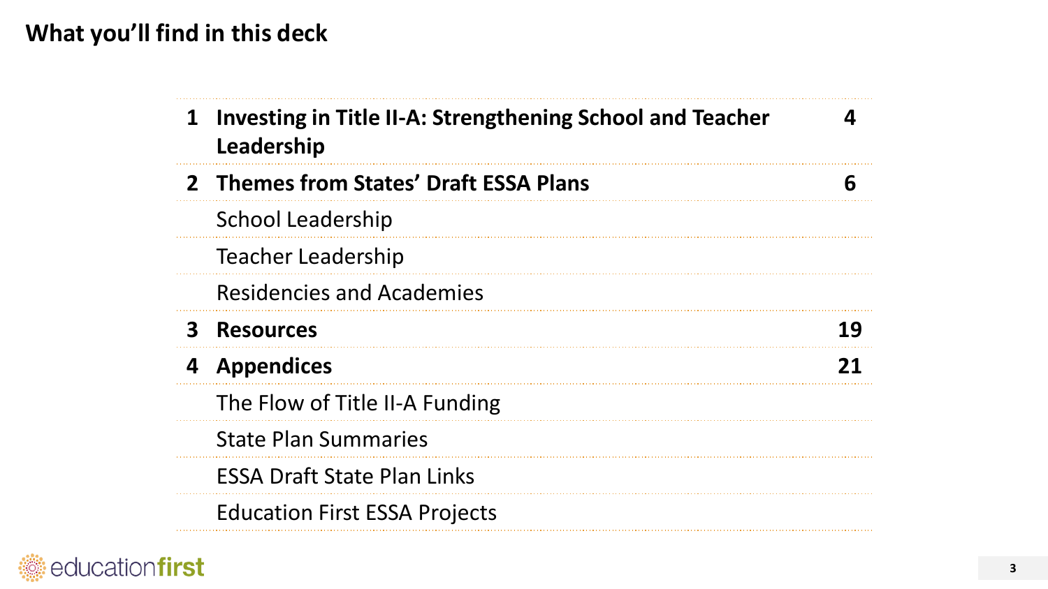# What you'll find in this deck

| | | |
|---|---|---|
| **1** | **Investing in Title II-A: Strengthening School and Teacher Leadership** | **4** |
| **2** | **Themes from States' Draft ESSA Plans** | **6** |
| | School Leadership | |
| | Teacher Leadership | |
| | Residencies and Academies | |
| **3** | **Resources** | **19** |
| **4** | **Appendices** | **21** |
| | The Flow of Title II-A Funding | |
| | State Plan Summaries | |
| | ESSA Draft State Plan Links | |
| | Education First ESSA Projects | |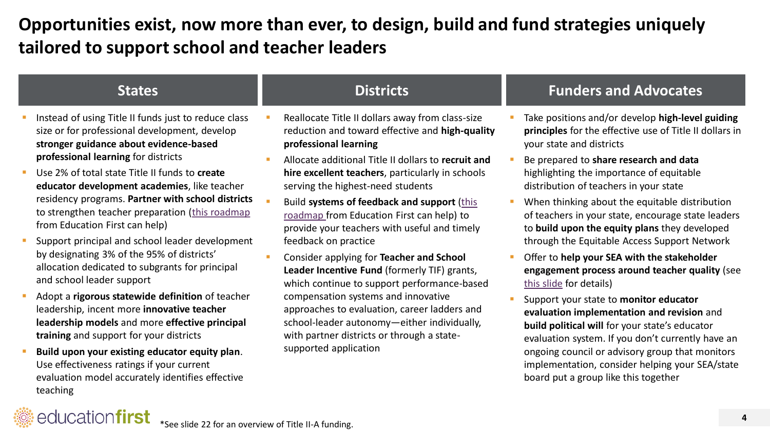# Opportunities exist, now more than ever, to design, build and fund strategies uniquely tailored to support school and teacher leaders

## States

- Instead of using Title II funds just to reduce class size or for professional development, develop **stronger guidance about evidence-based professional learning** for districts
- Use 2% of total state Title II funds to **create educator development academies**, like teacher residency programs. **Partner with school districts** to strengthen teacher preparation (this roadmap from Education First can help)
- Support principal and school leader development by designating 3% of the 95% of districts' allocation dedicated to subgrants for principal and school leader support
- Adopt a **rigorous statewide definition** of teacher leadership, incent more **innovative teacher leadership models** and more **effective principal training** and support for your districts
- **Build upon your existing educator equity plan**. Use effectiveness ratings if your current evaluation model accurately identifies effective teaching

## Districts

- Reallocate Title II dollars away from class-size reduction and toward effective and **high-quality professional learning**
- Allocate additional Title II dollars to **recruit and hire excellent teachers**, particularly in schools serving the highest-need students
- Build **systems of feedback and support** (this roadmap from Education First can help) to provide your teachers with useful and timely feedback on practice
- Consider applying for **Teacher and School Leader Incentive Fund** (formerly TIF) grants, which continue to support performance-based compensation systems and innovative approaches to evaluation, career ladders and school-leader autonomy—either individually, with partner districts or through a state-supported application

## Funders and Advocates

- Take positions and/or develop **high-level guiding principles** for the effective use of Title II dollars in your state and districts
- Be prepared to **share research and data** highlighting the importance of equitable distribution of teachers in your state
- When thinking about the equitable distribution of teachers in your state, encourage state leaders to **build upon the equity plans** they developed through the Equitable Access Support Network
- Offer to **help your SEA with the stakeholder engagement process around teacher quality** (see this slide for details)
- Support your state to **monitor educator evaluation implementation and revision** and **build political will** for your state's educator evaluation system. If you don't currently have an ongoing council or advisory group that monitors implementation, consider helping your SEA/state board put a group like this together

*See slide 22 for an overview of Title II-A funding.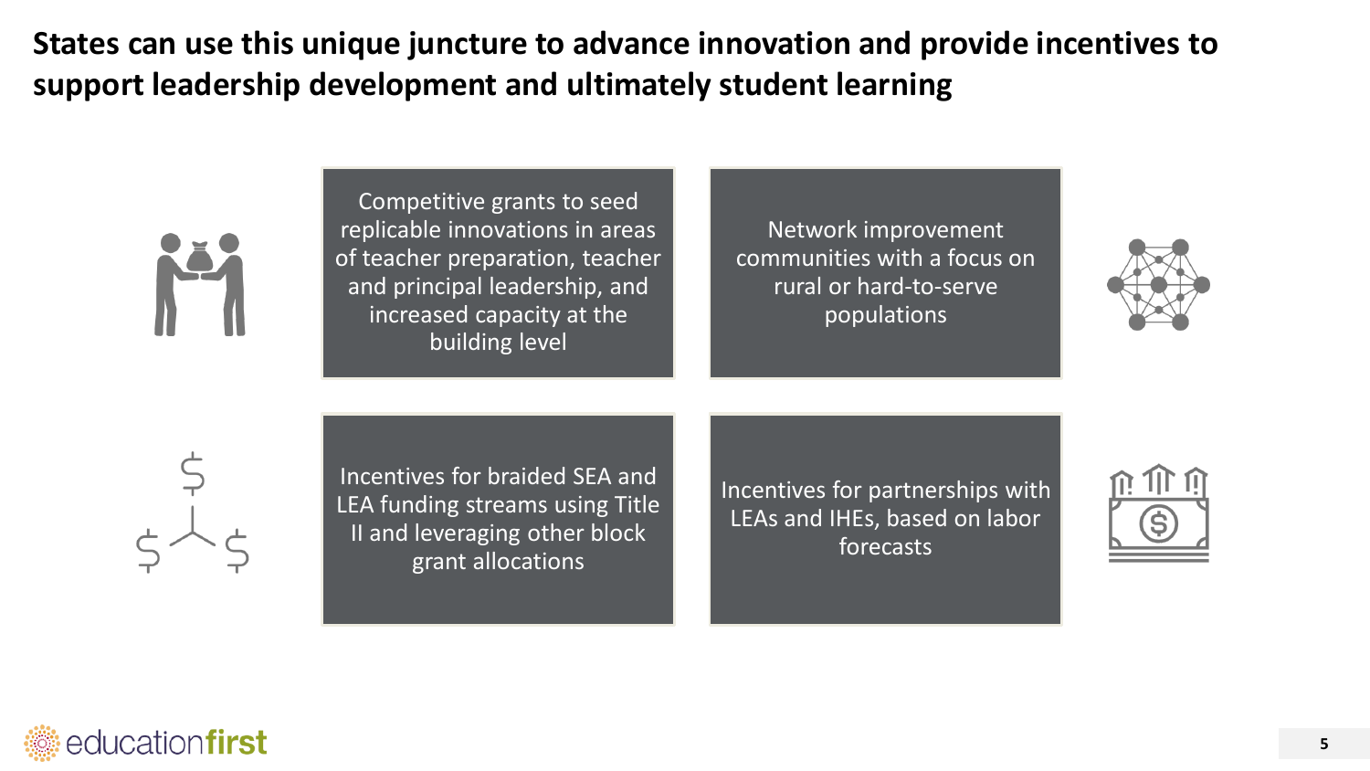# States can use this unique juncture to advance innovation and provide incentives to support leadership development and ultimately student learning

- Competitive grants to seed replicable innovations in areas of teacher preparation, teacher and principal leadership, and increased capacity at the building level
- Network improvement communities with a focus on rural or hard-to-serve populations
- Incentives for braided SEA and LEA funding streams using Title II and leveraging other block grant allocations
- Incentives for partnerships with LEAs and IHEs, based on labor forecasts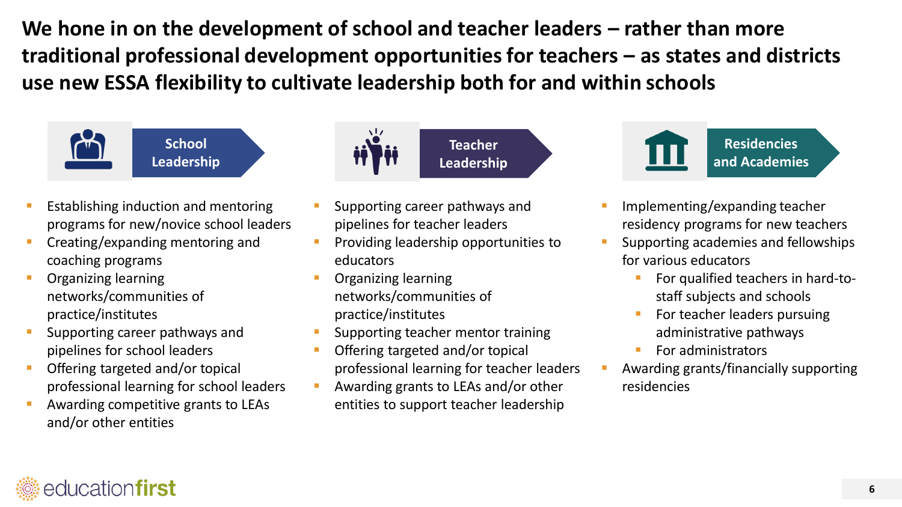# We hone in on the development of school and teacher leaders – rather than more traditional professional development opportunities for teachers – as states and districts use new ESSA flexibility to cultivate leadership both for and within schools

## School Leadership

- Establishing induction and mentoring programs for new/novice school leaders
- Creating/expanding mentoring and coaching programs
- Organizing learning networks/communities of practice/institutes
- Supporting career pathways and pipelines for school leaders
- Offering targeted and/or topical professional learning for school leaders
- Awarding competitive grants to LEAs and/or other entities

## Teacher Leadership

- Supporting career pathways and pipelines for teacher leaders
- Providing leadership opportunities to educators
- Organizing learning networks/communities of practice/institutes
- Supporting teacher mentor training
- Offering targeted and/or topical professional learning for teacher leaders
- Awarding grants to LEAs and/or other entities to support teacher leadership

## Residencies and Academies

- Implementing/expanding teacher residency programs for new teachers
- Supporting academies and fellowships for various educators
  - For qualified teachers in hard-to-staff subjects and schools
  - For teacher leaders pursuing administrative pathways
  - For administrators
- Awarding grants/financially supporting residencies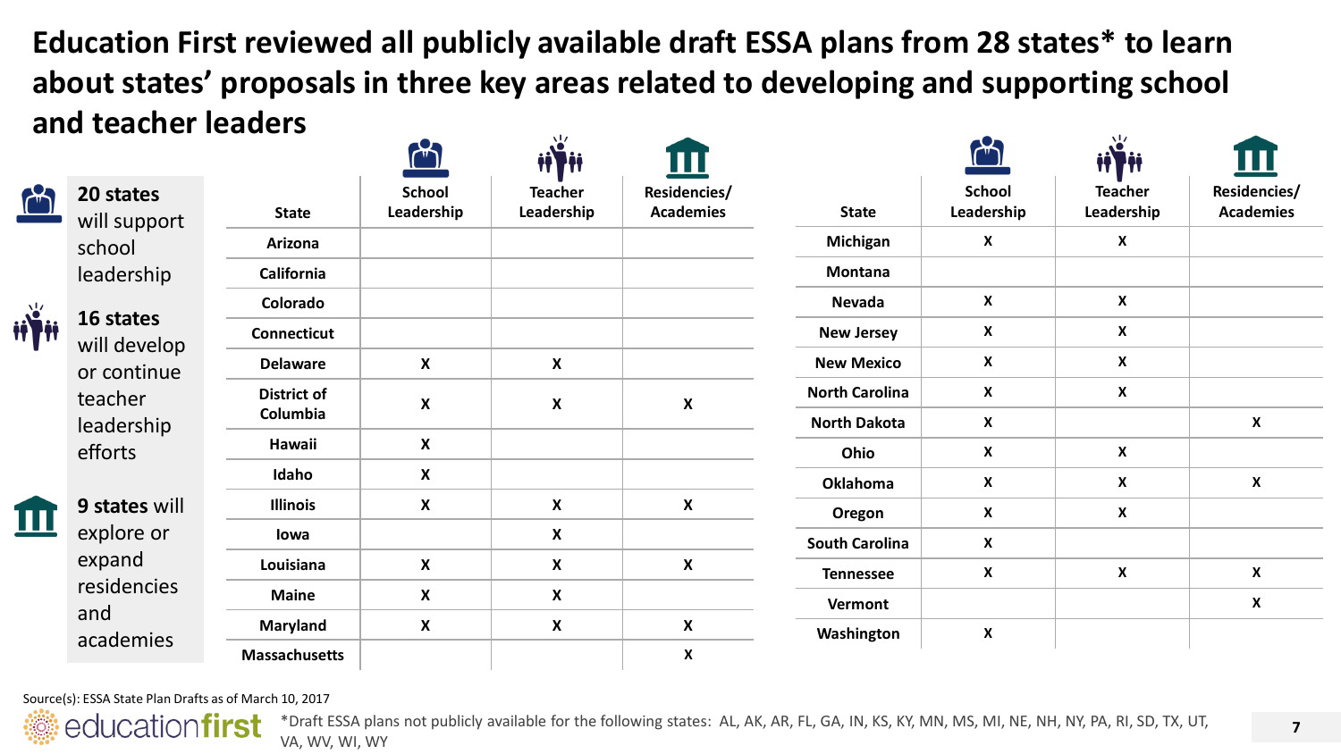# Education First reviewed all publicly available draft ESSA plans from 28 states* to learn about states' proposals in three key areas related to developing and supporting school and teacher leaders

**20 states** will support school leadership

**16 states** will develop or continue teacher leadership efforts

**9 states** will explore or expand residencies and academies

| State | School Leadership | Teacher Leadership | Residencies/ Academies |
|---|---|---|---|
| Arizona | | | |
| California | | | |
| Colorado | | | |
| Connecticut | | | |
| Delaware | X | X | |
| District of Columbia | X | X | X |
| Hawaii | X | | |
| Idaho | X | | |
| Illinois | X | X | X |
| Iowa | | X | |
| Louisiana | X | X | X |
| Maine | X | X | |
| Maryland | X | X | X |
| Massachusetts | | | X |
| Michigan | X | X | |
| Montana | | | |
| Nevada | X | X | |
| New Jersey | X | X | |
| New Mexico | X | X | |
| North Carolina | X | X | |
| North Dakota | X | | X |
| Ohio | X | X | |
| Oklahoma | X | X | X |
| Oregon | X | X | |
| South Carolina | X | | |
| Tennessee | X | X | X |
| Vermont | | | X |
| Washington | X | | |

Source(s): ESSA State Plan Drafts as of March 10, 2017

*Draft ESSA plans not publicly available for the following states: AL, AK, AR, FL, GA, IN, KS, KY, MN, MS, MI, NE, NH, NY, PA, RI, SD, TX, UT, VA, WV, WI, WY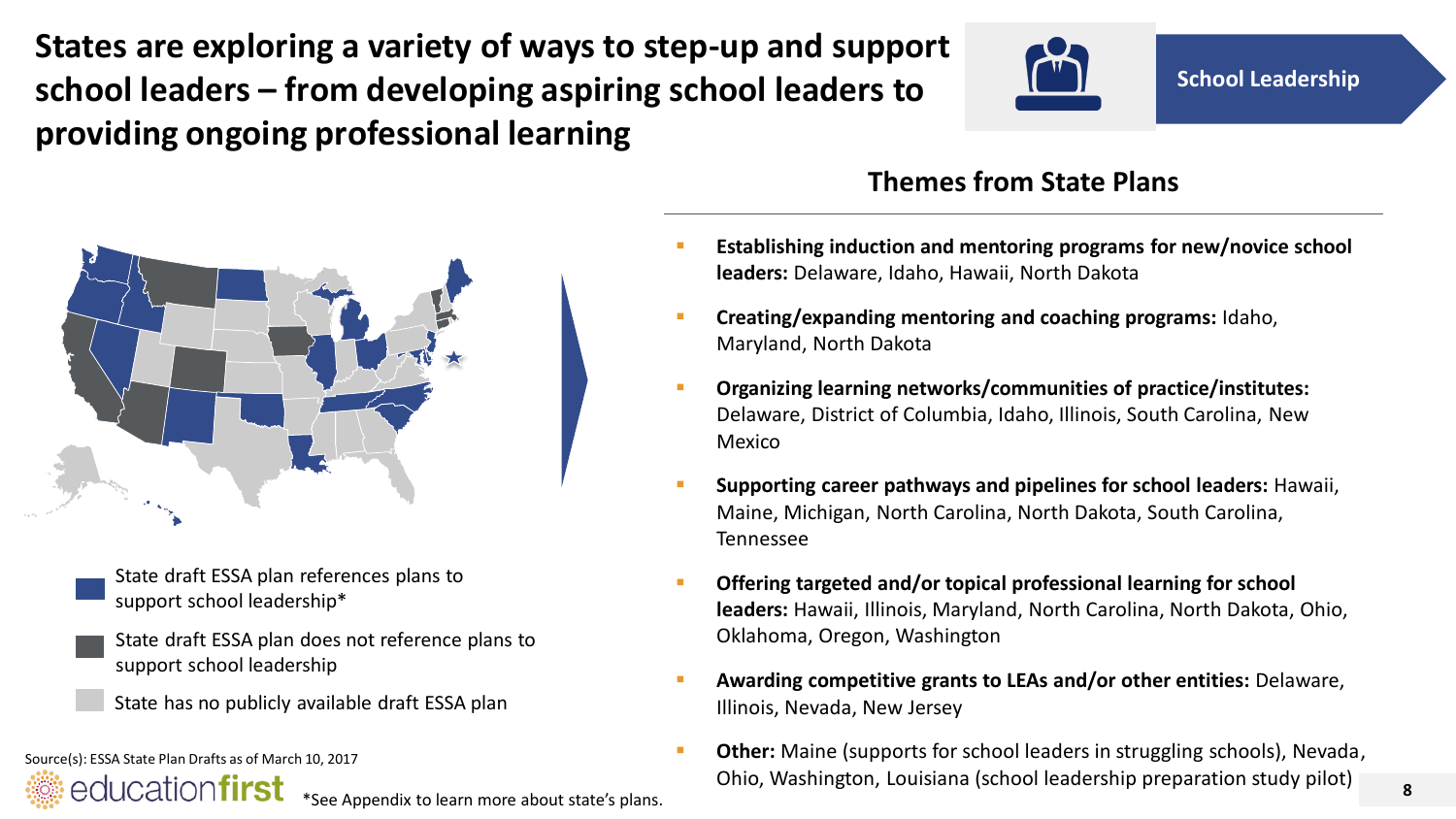# States are exploring a variety of ways to step-up and support school leaders – from developing aspiring school leaders to providing ongoing professional learning

School Leadership

- State draft ESSA plan references plans to support school leadership*
- State draft ESSA plan does not reference plans to support school leadership
- State has no publicly available draft ESSA plan

## Themes from State Plans

- **Establishing induction and mentoring programs for new/novice school leaders:** Delaware, Idaho, Hawaii, North Dakota
- **Creating/expanding mentoring and coaching programs:** Idaho, Maryland, North Dakota
- **Organizing learning networks/communities of practice/institutes:** Delaware, District of Columbia, Idaho, Illinois, South Carolina, New Mexico
- **Supporting career pathways and pipelines for school leaders:** Hawaii, Maine, Michigan, North Carolina, North Dakota, South Carolina, Tennessee
- **Offering targeted and/or topical professional learning for school leaders:** Hawaii, Illinois, Maryland, North Carolina, North Dakota, Ohio, Oklahoma, Oregon, Washington
- **Awarding competitive grants to LEAs and/or other entities:** Delaware, Illinois, Nevada, New Jersey
- **Other:** Maine (supports for school leaders in struggling schools), Nevada, Ohio, Washington, Louisiana (school leadership preparation study pilot)

Source(s): ESSA State Plan Drafts as of March 10, 2017

*See Appendix to learn more about state's plans.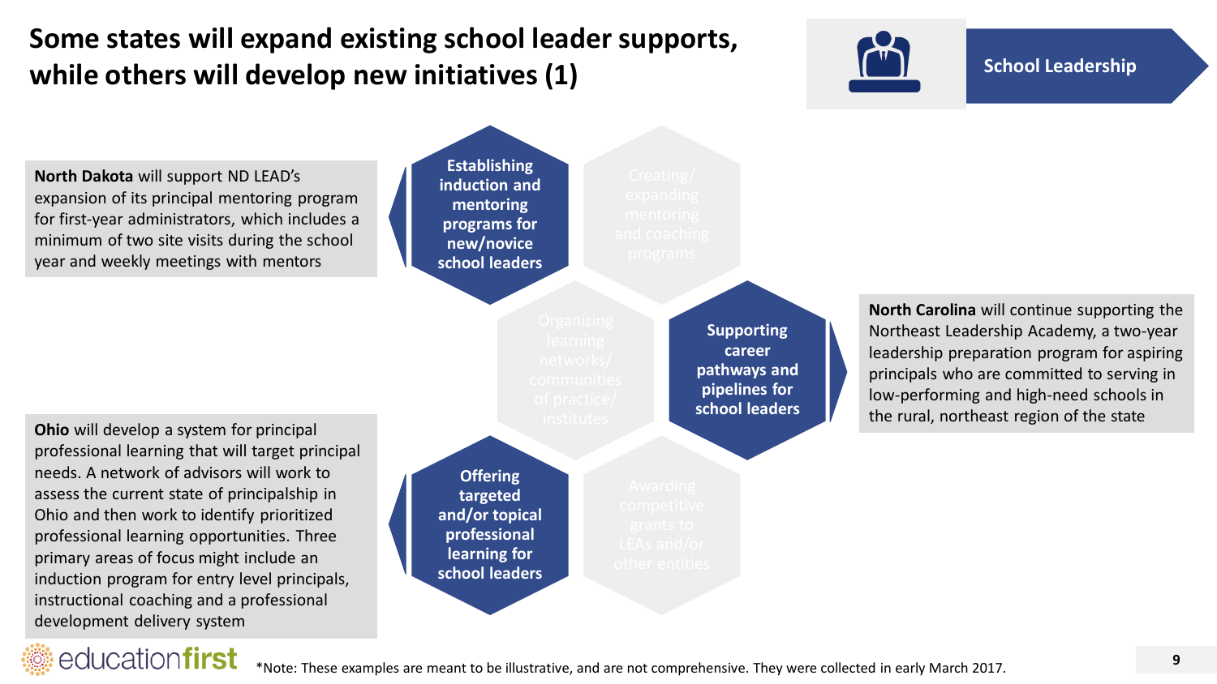# Some states will expand existing school leader supports, while others will develop new initiatives (1)

School Leadership

**North Dakota** will support ND LEAD's expansion of its principal mentoring program for first-year administrators, which includes a minimum of two site visits during the school year and weekly meetings with mentors

**Establishing induction and mentoring programs for new/novice school leaders**

Creating/ expanding mentoring and coaching programs

Organizing learning networks/ communities of practice/ institutes

**Supporting career pathways and pipelines for school leaders**

**North Carolina** will continue supporting the Northeast Leadership Academy, a two-year leadership preparation program for aspiring principals who are committed to serving in low-performing and high-need schools in the rural, northeast region of the state

**Ohio** will develop a system for principal professional learning that will target principal needs. A network of advisors will work to assess the current state of principalship in Ohio and then work to identify prioritized professional learning opportunities. Three primary areas of focus might include an induction program for entry level principals, instructional coaching and a professional development delivery system

**Offering targeted and/or topical professional learning for school leaders**

Awarding competitive grants to LEAs and/or other entities

*Note: These examples are meant to be illustrative, and are not comprehensive. They were collected in early March 2017.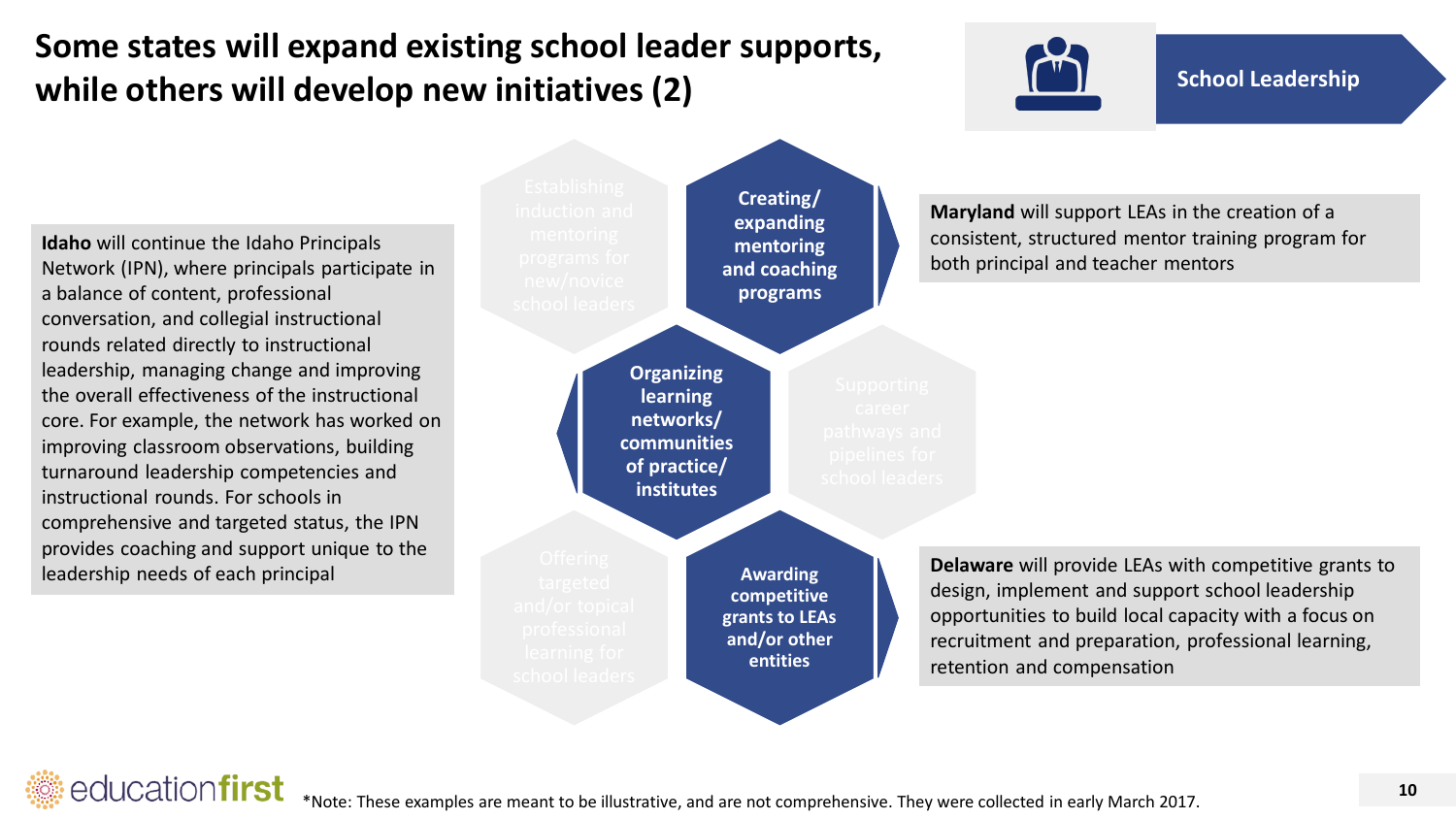# Some states will expand existing school leader supports, while others will develop new initiatives (2)

School Leadership

**Idaho** will continue the Idaho Principals Network (IPN), where principals participate in a balance of content, professional conversation, and collegial instructional rounds related directly to instructional leadership, managing change and improving the overall effectiveness of the instructional core. For example, the network has worked on improving classroom observations, building turnaround leadership competencies and instructional rounds. For schools in comprehensive and targeted status, the IPN provides coaching and support unique to the leadership needs of each principal

- Establishing induction and mentoring programs for new/novice school leaders
- **Creating/expanding mentoring and coaching programs**
- **Organizing learning networks/communities of practice/institutes**
- Supporting career pathways and pipelines for school leaders
- Offering targeted and/or topical professional learning for school leaders
- **Awarding competitive grants to LEAs and/or other entities**

**Maryland** will support LEAs in the creation of a consistent, structured mentor training program for both principal and teacher mentors

**Delaware** will provide LEAs with competitive grants to design, implement and support school leadership opportunities to build local capacity with a focus on recruitment and preparation, professional learning, retention and compensation

*Note: These examples are meant to be illustrative, and are not comprehensive. They were collected in early March 2017.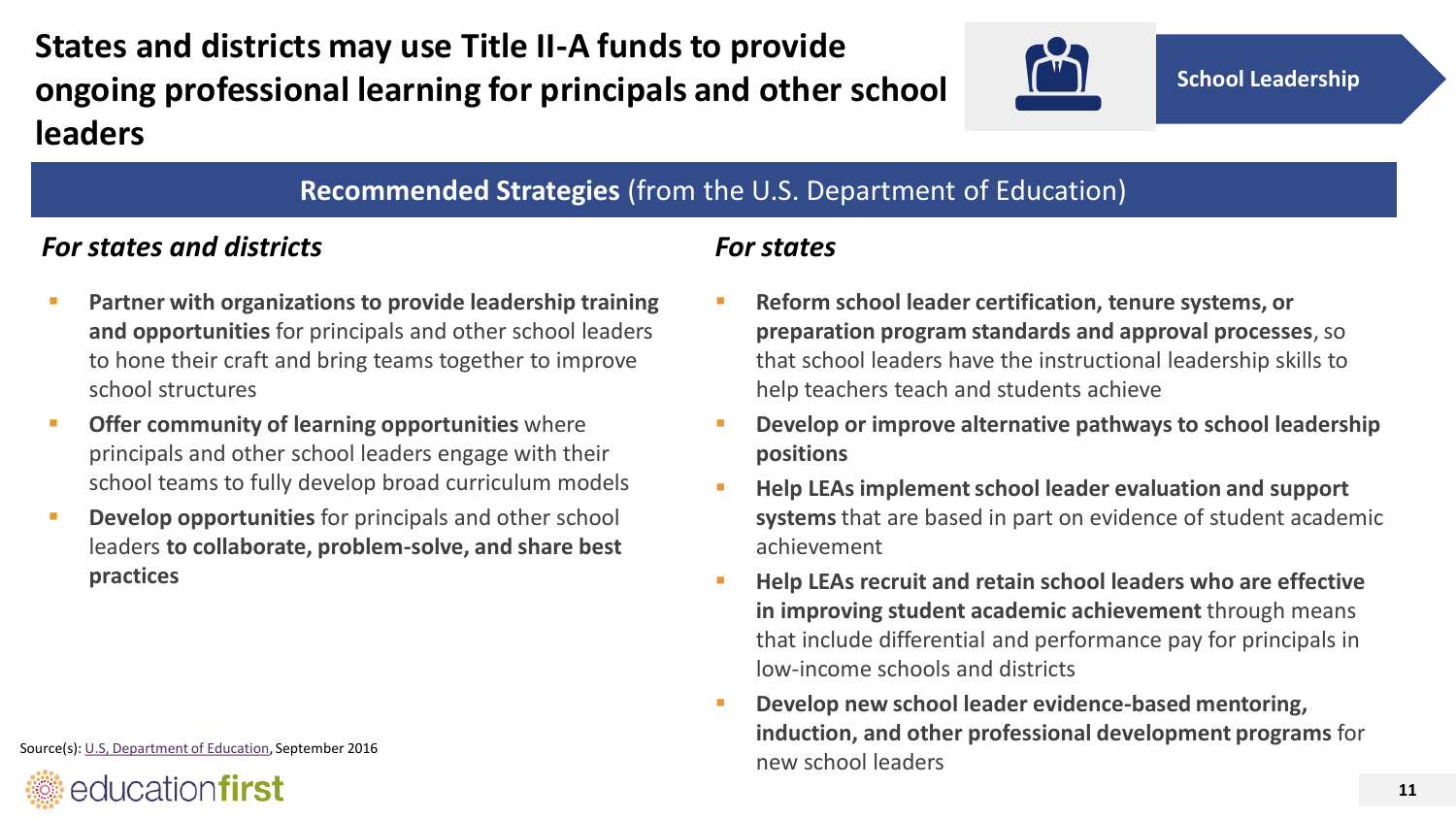# States and districts may use Title II-A funds to provide ongoing professional learning for principals and other school leaders

School Leadership

## **Recommended Strategies** (from the U.S. Department of Education)

### *For states and districts*

- **Partner with organizations to provide leadership training and opportunities** for principals and other school leaders to hone their craft and bring teams together to improve school structures
- **Offer community of learning opportunities** where principals and other school leaders engage with their school teams to fully develop broad curriculum models
- **Develop opportunities** for principals and other school leaders **to collaborate, problem-solve, and share best practices**

### *For states*

- **Reform school leader certification, tenure systems, or preparation program standards and approval processes**, so that school leaders have the instructional leadership skills to help teachers teach and students achieve
- **Develop or improve alternative pathways to school leadership positions**
- **Help LEAs implement school leader evaluation and support systems** that are based in part on evidence of student academic achievement
- **Help LEAs recruit and retain school leaders who are effective in improving student academic achievement** through means that include differential and performance pay for principals in low-income schools and districts
- **Develop new school leader evidence-based mentoring, induction, and other professional development programs** for new school leaders

Source(s): U.S, Department of Education, September 2016

educationfirst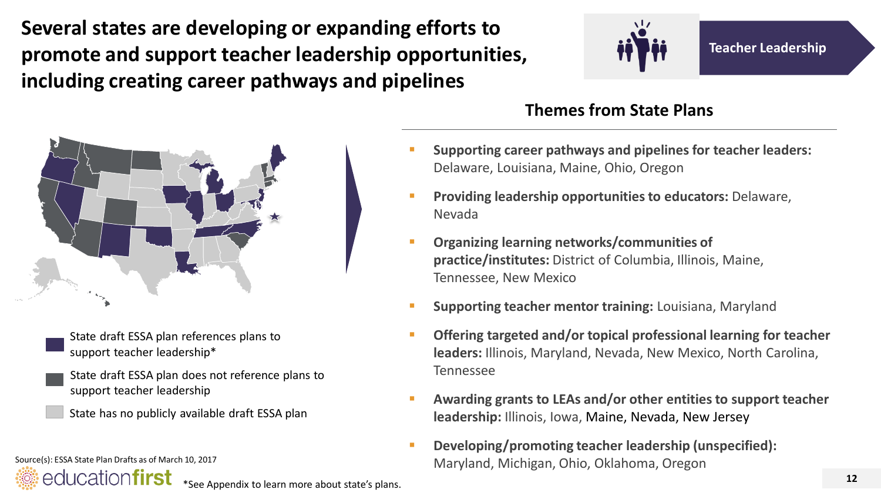# Several states are developing or expanding efforts to promote and support teacher leadership opportunities, including creating career pathways and pipelines

**Teacher Leadership**

- State draft ESSA plan references plans to support teacher leadership*
- State draft ESSA plan does not reference plans to support teacher leadership
- State has no publicly available draft ESSA plan

## Themes from State Plans

- **Supporting career pathways and pipelines for teacher leaders:** Delaware, Louisiana, Maine, Ohio, Oregon
- **Providing leadership opportunities to educators:** Delaware, Nevada
- **Organizing learning networks/communities of practice/institutes:** District of Columbia, Illinois, Maine, Tennessee, New Mexico
- **Supporting teacher mentor training:** Louisiana, Maryland
- **Offering targeted and/or topical professional learning for teacher leaders:** Illinois, Maryland, Nevada, New Mexico, North Carolina, Tennessee
- **Awarding grants to LEAs and/or other entities to support teacher leadership:** Illinois, Iowa, Maine, Nevada, New Jersey
- **Developing/promoting teacher leadership (unspecified):** Maryland, Michigan, Ohio, Oklahoma, Oregon

Source(s): ESSA State Plan Drafts as of March 10, 2017

*See Appendix to learn more about state's plans.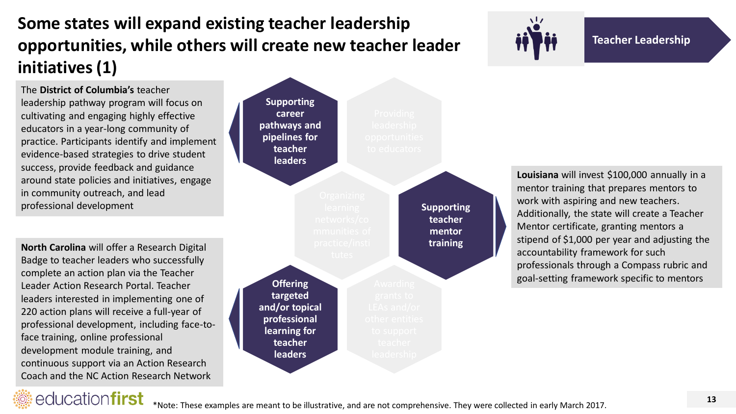# Some states will expand existing teacher leadership opportunities, while others will create new teacher leader initiatives (1)

**Teacher Leadership**

The **District of Columbia's** teacher leadership pathway program will focus on cultivating and engaging highly effective educators in a year-long community of practice. Participants identify and implement evidence-based strategies to drive student success, provide feedback and guidance around state policies and initiatives, engage in community outreach, and lead professional development

**North Carolina** will offer a Research Digital Badge to teacher leaders who successfully complete an action plan via the Teacher Leader Action Research Portal. Teacher leaders interested in implementing one of 220 action plans will receive a full-year of professional development, including face-to-face training, online professional development module training, and continuous support via an Action Research Coach and the NC Action Research Network

- **Supporting career pathways and pipelines for teacher leaders**
- Providing leadership opportunities to educators
- Organizing learning networks/communities of practice/institutes
- **Supporting teacher mentor training**
- **Offering targeted and/or topical professional learning for teacher leaders**
- Awarding grants to LEAs and/or other entities to support teacher leadership

**Louisiana** will invest $100,000 annually in a mentor training that prepares mentors to work with aspiring and new teachers. Additionally, the state will create a Teacher Mentor certificate, granting mentors a stipend of $1,000 per year and adjusting the accountability framework for such professionals through a Compass rubric and goal-setting framework specific to mentors

*Note: These examples are meant to be illustrative, and are not comprehensive. They were collected in early March 2017.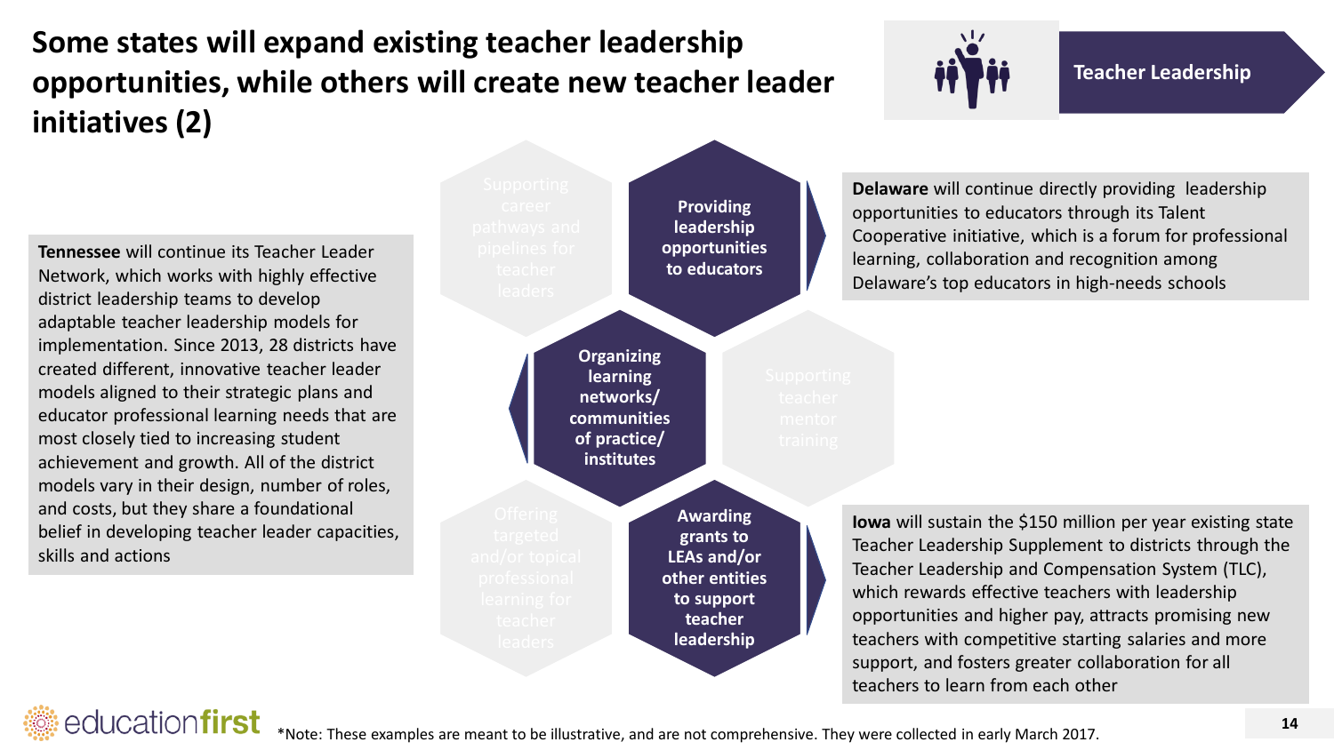# Some states will expand existing teacher leadership opportunities, while others will create new teacher leader initiatives (2)

Teacher Leadership

**Tennessee** will continue its Teacher Leader Network, which works with highly effective district leadership teams to develop adaptable teacher leadership models for implementation. Since 2013, 28 districts have created different, innovative teacher leader models aligned to their strategic plans and educator professional learning needs that are most closely tied to increasing student achievement and growth. All of the district models vary in their design, number of roles, and costs, but they share a foundational belief in developing teacher leader capacities, skills and actions

- Supporting career pathways and pipelines for teacher leaders
- **Providing leadership opportunities to educators**
- **Organizing learning networks/ communities of practice/ institutes**
- Supporting teacher mentor training
- Offering targeted and/or topical professional learning for teacher leaders
- **Awarding grants to LEAs and/or other entities to support teacher leadership**

**Delaware** will continue directly providing leadership opportunities to educators through its Talent Cooperative initiative, which is a forum for professional learning, collaboration and recognition among Delaware's top educators in high-needs schools

**Iowa** will sustain the $150 million per year existing state Teacher Leadership Supplement to districts through the Teacher Leadership and Compensation System (TLC), which rewards effective teachers with leadership opportunities and higher pay, attracts promising new teachers with competitive starting salaries and more support, and fosters greater collaboration for all teachers to learn from each other

*Note: These examples are meant to be illustrative, and are not comprehensive. They were collected in early March 2017.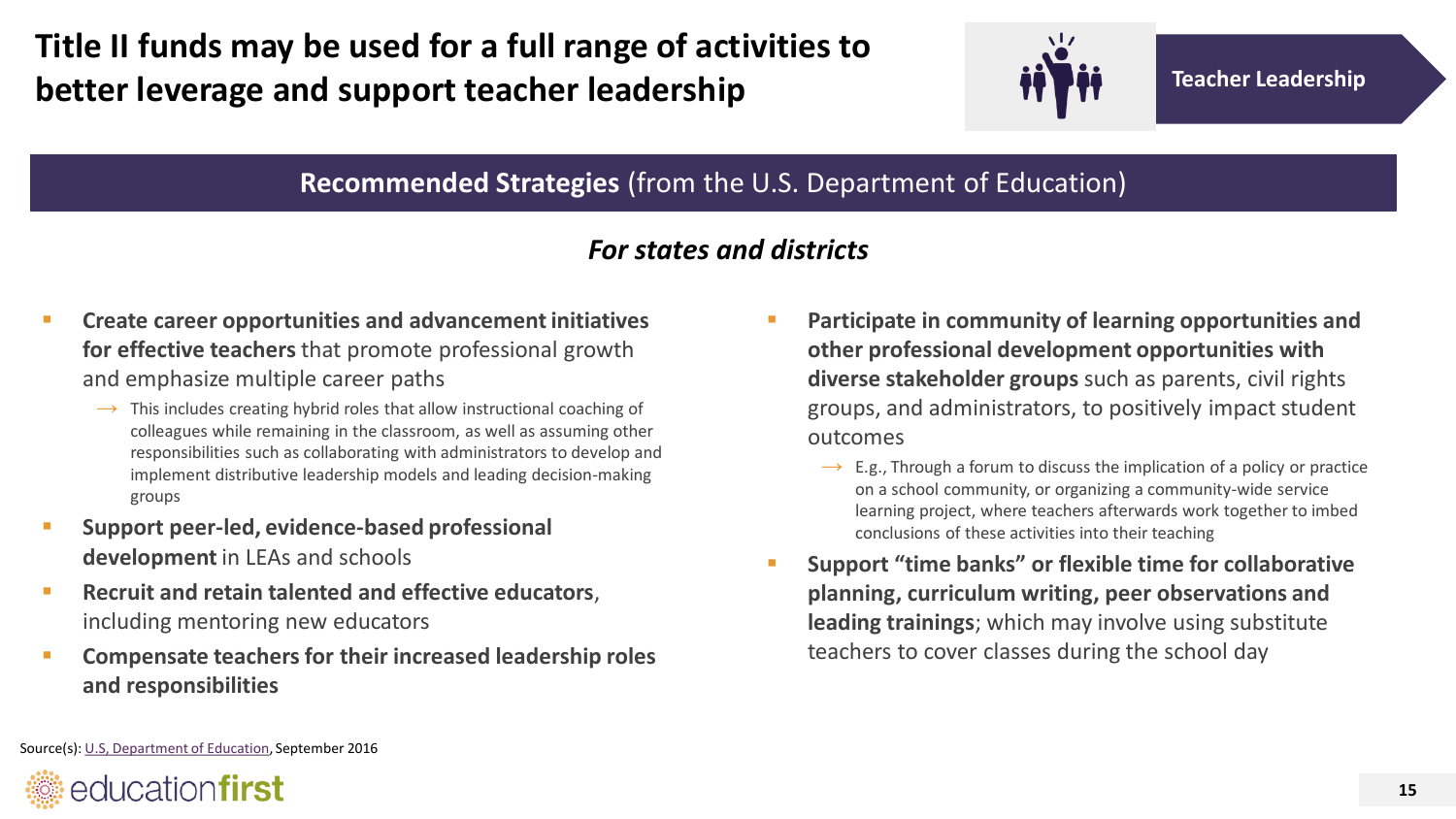# Title II funds may be used for a full range of activities to better leverage and support teacher leadership

Teacher Leadership

## **Recommended Strategies** (from the U.S. Department of Education)

### *For states and districts*

- **Create career opportunities and advancement initiatives for effective teachers** that promote professional growth and emphasize multiple career paths
  - → This includes creating hybrid roles that allow instructional coaching of colleagues while remaining in the classroom, as well as assuming other responsibilities such as collaborating with administrators to develop and implement distributive leadership models and leading decision-making groups
- **Support peer-led, evidence-based professional development** in LEAs and schools
- **Recruit and retain talented and effective educators**, including mentoring new educators
- **Compensate teachers for their increased leadership roles and responsibilities**
- **Participate in community of learning opportunities and other professional development opportunities with diverse stakeholder groups** such as parents, civil rights groups, and administrators, to positively impact student outcomes
  - → E.g., Through a forum to discuss the implication of a policy or practice on a school community, or organizing a community-wide service learning project, where teachers afterwards work together to imbed conclusions of these activities into their teaching
- **Support "time banks" or flexible time for collaborative planning, curriculum writing, peer observations and leading trainings**; which may involve using substitute teachers to cover classes during the school day

Source(s): U.S, Department of Education, September 2016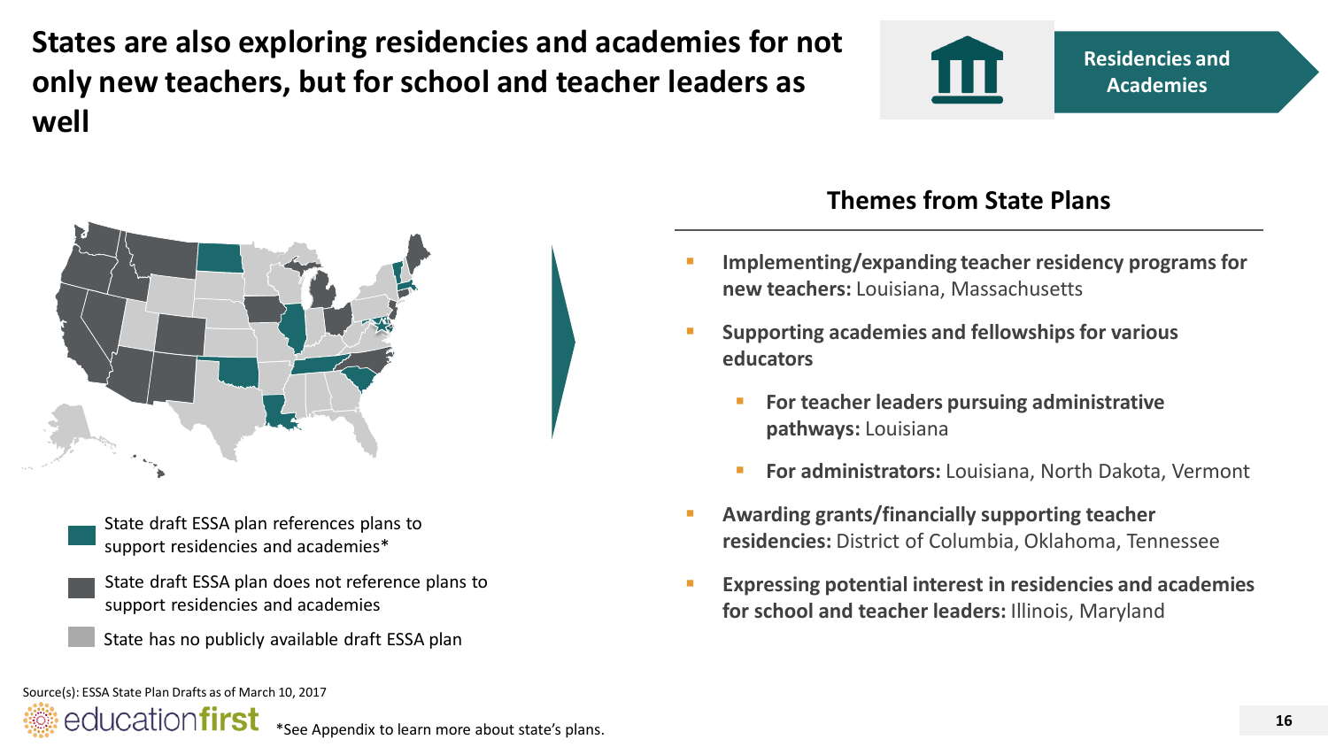# States are also exploring residencies and academies for not only new teachers, but for school and teacher leaders as well

Residencies and Academies

- State draft ESSA plan references plans to support residencies and academies*
- State draft ESSA plan does not reference plans to support residencies and academies
- State has no publicly available draft ESSA plan

## Themes from State Plans

- **Implementing/expanding teacher residency programs for new teachers:** Louisiana, Massachusetts
- **Supporting academies and fellowships for various educators**
  - **For teacher leaders pursuing administrative pathways:** Louisiana
  - **For administrators:** Louisiana, North Dakota, Vermont
- **Awarding grants/financially supporting teacher residencies:** District of Columbia, Oklahoma, Tennessee
- **Expressing potential interest in residencies and academies for school and teacher leaders:** Illinois, Maryland

Source(s): ESSA State Plan Drafts as of March 10, 2017

*See Appendix to learn more about state's plans.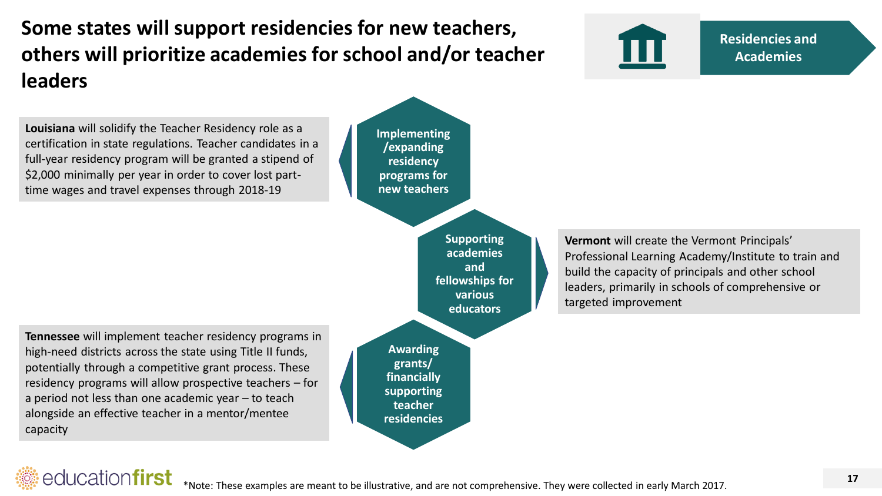# Some states will support residencies for new teachers, others will prioritize academies for school and/or teacher leaders

**Residencies and Academies**

**Implementing /expanding residency programs for new teachers**

**Louisiana** will solidify the Teacher Residency role as a certification in state regulations. Teacher candidates in a full-year residency program will be granted a stipend of $2,000 minimally per year in order to cover lost part-time wages and travel expenses through 2018-19

**Supporting academies and fellowships for various educators**

**Vermont** will create the Vermont Principals' Professional Learning Academy/Institute to train and build the capacity of principals and other school leaders, primarily in schools of comprehensive or targeted improvement

**Awarding grants/ financially supporting teacher residencies**

**Tennessee** will implement teacher residency programs in high-need districts across the state using Title II funds, potentially through a competitive grant process. These residency programs will allow prospective teachers – for a period not less than one academic year – to teach alongside an effective teacher in a mentor/mentee capacity

*Note: These examples are meant to be illustrative, and are not comprehensive. They were collected in early March 2017.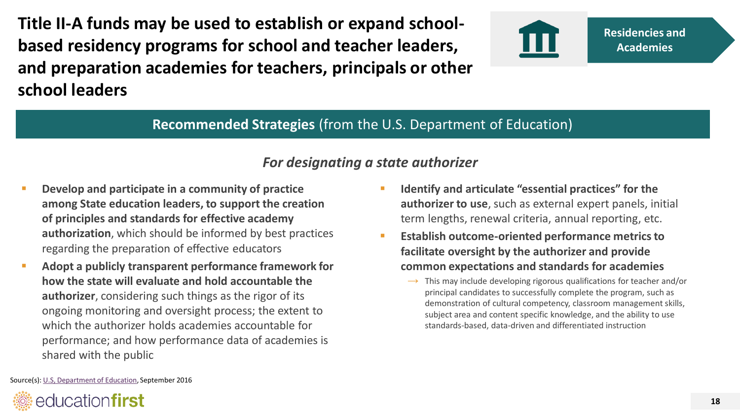# Title II-A funds may be used to establish or expand school-based residency programs for school and teacher leaders, and preparation academies for teachers, principals or other school leaders

Residencies and Academies

## **Recommended Strategies** (from the U.S. Department of Education)

### *For designating a state authorizer*

- **Develop and participate in a community of practice among State education leaders, to support the creation of principles and standards for effective academy authorization**, which should be informed by best practices regarding the preparation of effective educators
- **Adopt a publicly transparent performance framework for how the state will evaluate and hold accountable the authorizer**, considering such things as the rigor of its ongoing monitoring and oversight process; the extent to which the authorizer holds academies accountable for performance; and how performance data of academies is shared with the public
- **Identify and articulate "essential practices" for the authorizer to use**, such as external expert panels, initial term lengths, renewal criteria, annual reporting, etc.
- **Establish outcome-oriented performance metrics to facilitate oversight by the authorizer and provide common expectations and standards for academies**
  - → This may include developing rigorous qualifications for teacher and/or principal candidates to successfully complete the program, such as demonstration of cultural competency, classroom management skills, subject area and content specific knowledge, and the ability to use standards-based, data-driven and differentiated instruction

Source(s): U.S, Department of Education, September 2016

educationfirst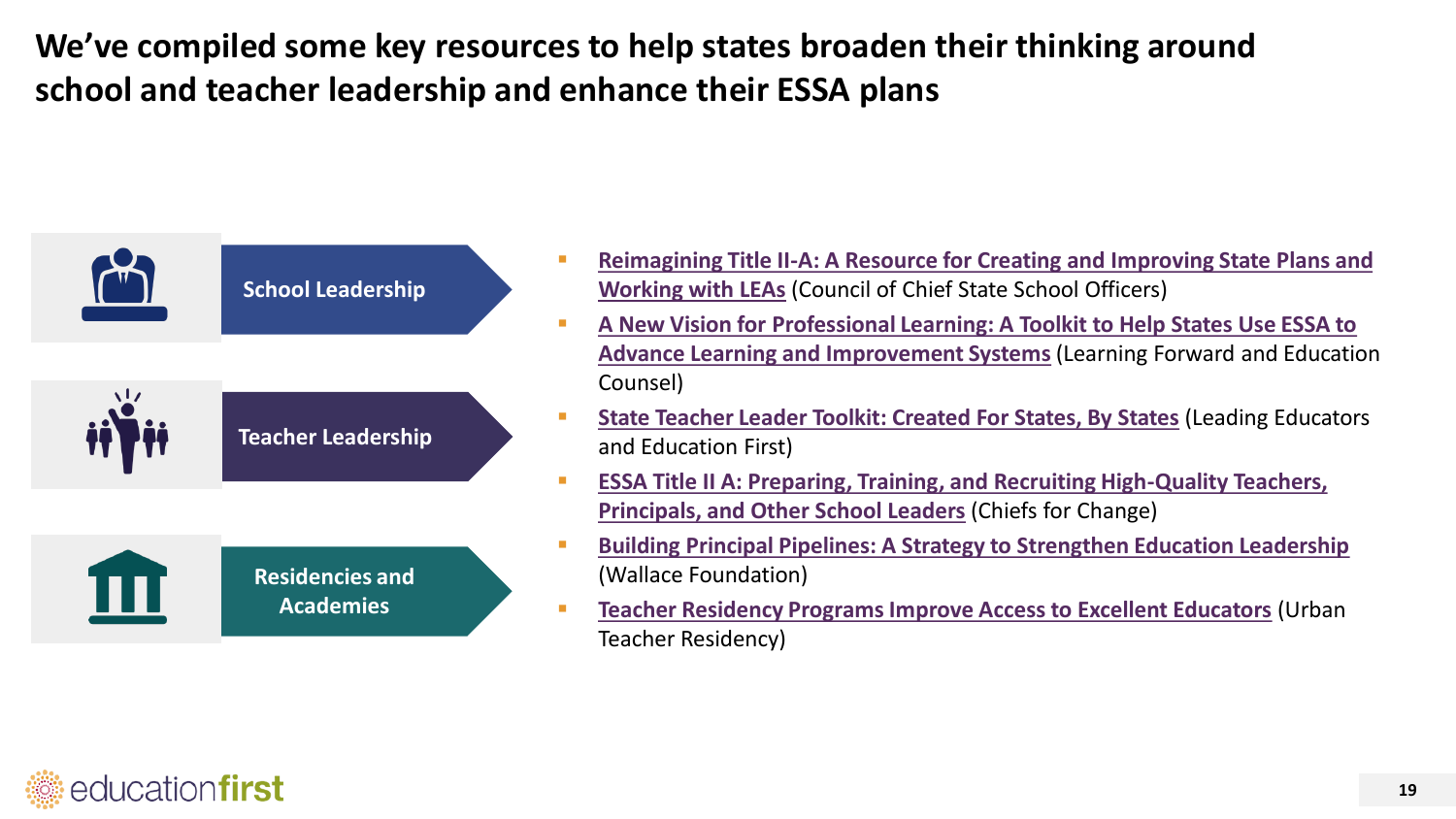# We've compiled some key resources to help states broaden their thinking around school and teacher leadership and enhance their ESSA plans

- School Leadership
- Teacher Leadership
- Residencies and Academies

- **Reimagining Title II-A: A Resource for Creating and Improving State Plans and Working with LEAs** (Council of Chief State School Officers)
- **A New Vision for Professional Learning: A Toolkit to Help States Use ESSA to Advance Learning and Improvement Systems** (Learning Forward and Education Counsel)
- **State Teacher Leader Toolkit: Created For States, By States** (Leading Educators and Education First)
- **ESSA Title II A: Preparing, Training, and Recruiting High-Quality Teachers, Principals, and Other School Leaders** (Chiefs for Change)
- **Building Principal Pipelines: A Strategy to Strengthen Education Leadership** (Wallace Foundation)
- **Teacher Residency Programs Improve Access to Excellent Educators** (Urban Teacher Residency)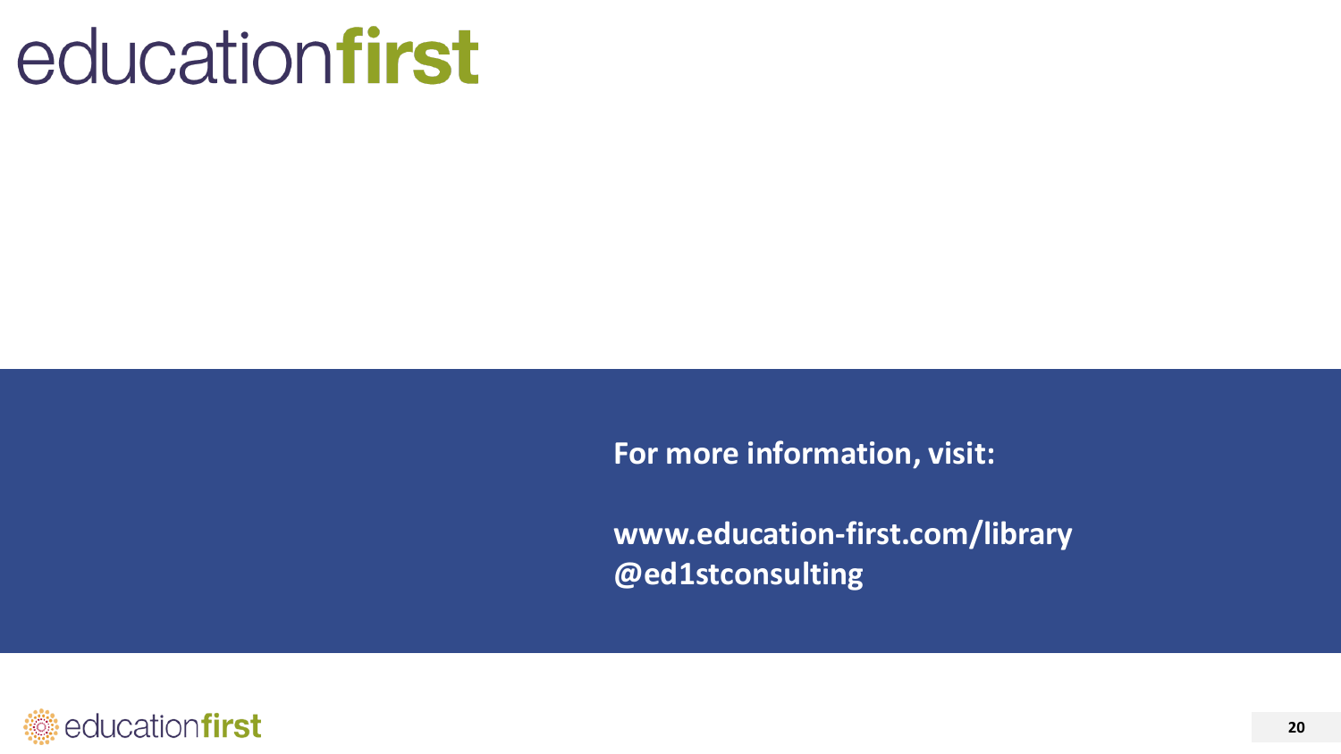# education**first**

**For more information, visit:**

**www.education-first.com/library**
**@ed1stconsulting**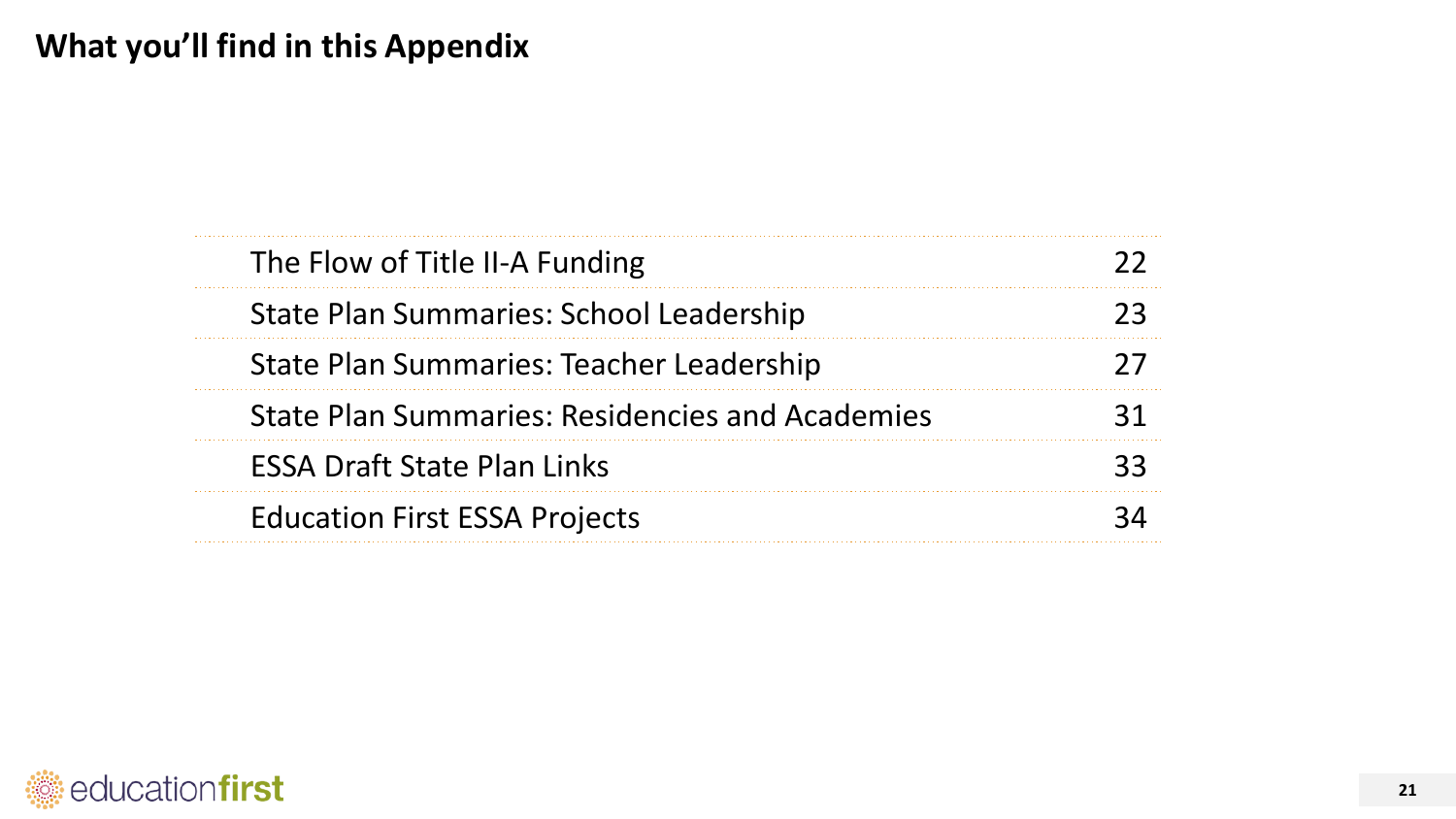# What you'll find in this Appendix

| | |
|---|---|
| The Flow of Title II-A Funding | 22 |
| State Plan Summaries: School Leadership | 23 |
| State Plan Summaries: Teacher Leadership | 27 |
| State Plan Summaries: Residencies and Academies | 31 |
| ESSA Draft State Plan Links | 33 |
| Education First ESSA Projects | 34 |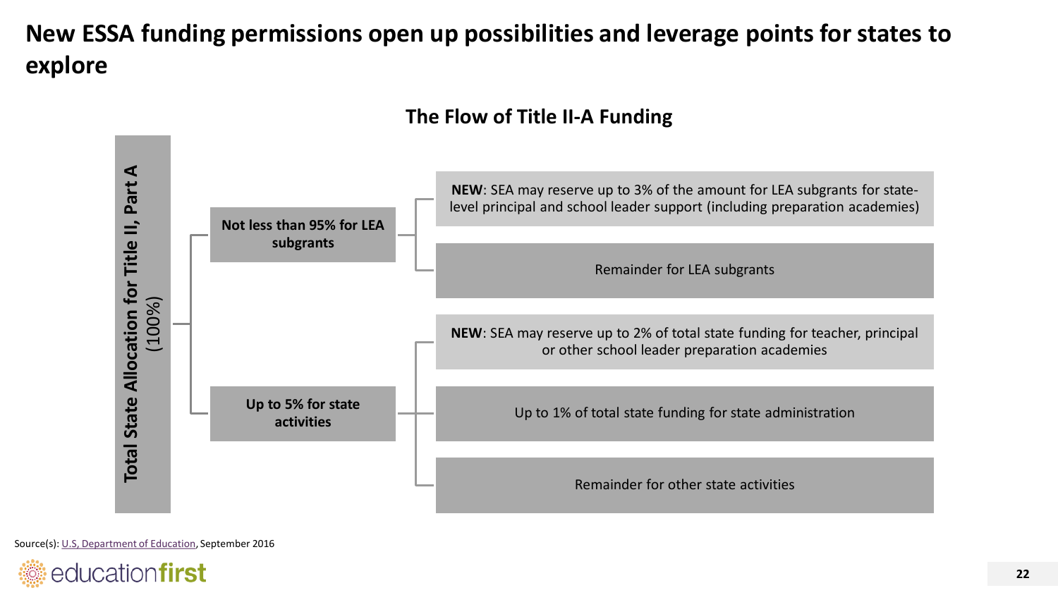# New ESSA funding permissions open up possibilities and leverage points for states to explore

## The Flow of Title II-A Funding

**Total State Allocation for Title II, Part A** (100%)

- **Not less than 95% for LEA subgrants**
  - **NEW**: SEA may reserve up to 3% of the amount for LEA subgrants for state-level principal and school leader support (including preparation academies)
  - Remainder for LEA subgrants
- **Up to 5% for state activities**
  - **NEW**: SEA may reserve up to 2% of total state funding for teacher, principal or other school leader preparation academies
  - Up to 1% of total state funding for state administration
  - Remainder for other state activities

Source(s): U.S, Department of Education, September 2016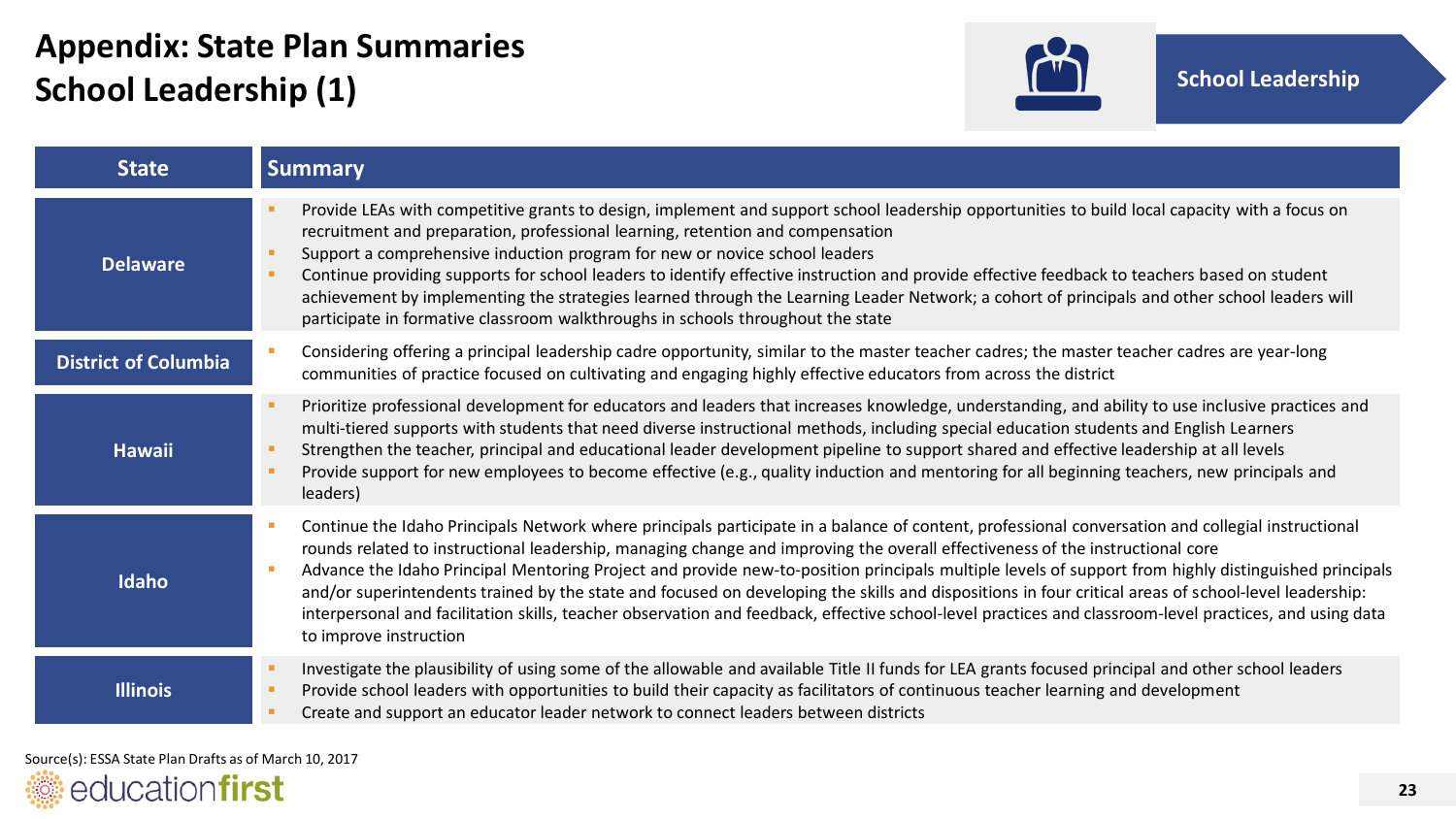# Appendix: State Plan Summaries
## School Leadership (1)

School Leadership

| State | Summary |
|---|---|
| Delaware | ▪ Provide LEAs with competitive grants to design, implement and support school leadership opportunities to build local capacity with a focus on recruitment and preparation, professional learning, retention and compensation<br>▪ Support a comprehensive induction program for new or novice school leaders<br>▪ Continue providing supports for school leaders to identify effective instruction and provide effective feedback to teachers based on student achievement by implementing the strategies learned through the Learning Leader Network; a cohort of principals and other school leaders will participate in formative classroom walkthroughs in schools throughout the state |
| District of Columbia | ▪ Considering offering a principal leadership cadre opportunity, similar to the master teacher cadres; the master teacher cadres are year-long communities of practice focused on cultivating and engaging highly effective educators from across the district |
| Hawaii | ▪ Prioritize professional development for educators and leaders that increases knowledge, understanding, and ability to use inclusive practices and multi-tiered supports with students that need diverse instructional methods, including special education students and English Learners<br>▪ Strengthen the teacher, principal and educational leader development pipeline to support shared and effective leadership at all levels<br>▪ Provide support for new employees to become effective (e.g., quality induction and mentoring for all beginning teachers, new principals and leaders) |
| Idaho | ▪ Continue the Idaho Principals Network where principals participate in a balance of content, professional conversation and collegial instructional rounds related to instructional leadership, managing change and improving the overall effectiveness of the instructional core<br>▪ Advance the Idaho Principal Mentoring Project and provide new-to-position principals multiple levels of support from highly distinguished principals and/or superintendents trained by the state and focused on developing the skills and dispositions in four critical areas of school-level leadership: interpersonal and facilitation skills, teacher observation and feedback, effective school-level practices and classroom-level practices, and using data to improve instruction |
| Illinois | ▪ Investigate the plausibility of using some of the allowable and available Title II funds for LEA grants focused principal and other school leaders<br>▪ Provide school leaders with opportunities to build their capacity as facilitators of continuous teacher learning and development<br>▪ Create and support an educator leader network to connect leaders between districts |

Source(s): ESSA State Plan Drafts as of March 10, 2017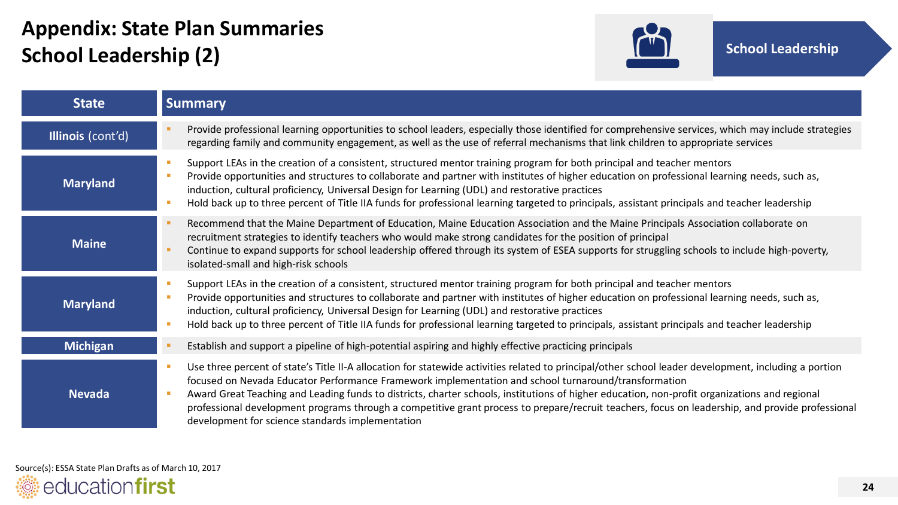# Appendix: State Plan Summaries School Leadership (2)

School Leadership

| State | Summary |
|---|---|
| **Illinois** (cont'd) | ▪ Provide professional learning opportunities to school leaders, especially those identified for comprehensive services, which may include strategies regarding family and community engagement, as well as the use of referral mechanisms that link children to appropriate services |
| **Maryland** | ▪ Support LEAs in the creation of a consistent, structured mentor training program for both principal and teacher mentors<br>▪ Provide opportunities and structures to collaborate and partner with institutes of higher education on professional learning needs, such as, induction, cultural proficiency, Universal Design for Learning (UDL) and restorative practices<br>▪ Hold back up to three percent of Title IIA funds for professional learning targeted to principals, assistant principals and teacher leadership |
| **Maine** | ▪ Recommend that the Maine Department of Education, Maine Education Association and the Maine Principals Association collaborate on recruitment strategies to identify teachers who would make strong candidates for the position of principal<br>▪ Continue to expand supports for school leadership offered through its system of ESEA supports for struggling schools to include high-poverty, isolated-small and high-risk schools |
| **Maryland** | ▪ Support LEAs in the creation of a consistent, structured mentor training program for both principal and teacher mentors<br>▪ Provide opportunities and structures to collaborate and partner with institutes of higher education on professional learning needs, such as, induction, cultural proficiency, Universal Design for Learning (UDL) and restorative practices<br>▪ Hold back up to three percent of Title IIA funds for professional learning targeted to principals, assistant principals and teacher leadership |
| **Michigan** | ▪ Establish and support a pipeline of high-potential aspiring and highly effective practicing principals |
| **Nevada** | ▪ Use three percent of state's Title II-A allocation for statewide activities related to principal/other school leader development, including a portion focused on Nevada Educator Performance Framework implementation and school turnaround/transformation<br>▪ Award Great Teaching and Leading funds to districts, charter schools, institutions of higher education, non-profit organizations and regional professional development programs through a competitive grant process to prepare/recruit teachers, focus on leadership, and provide professional development for science standards implementation |

Source(s): ESSA State Plan Drafts as of March 10, 2017

educationfirst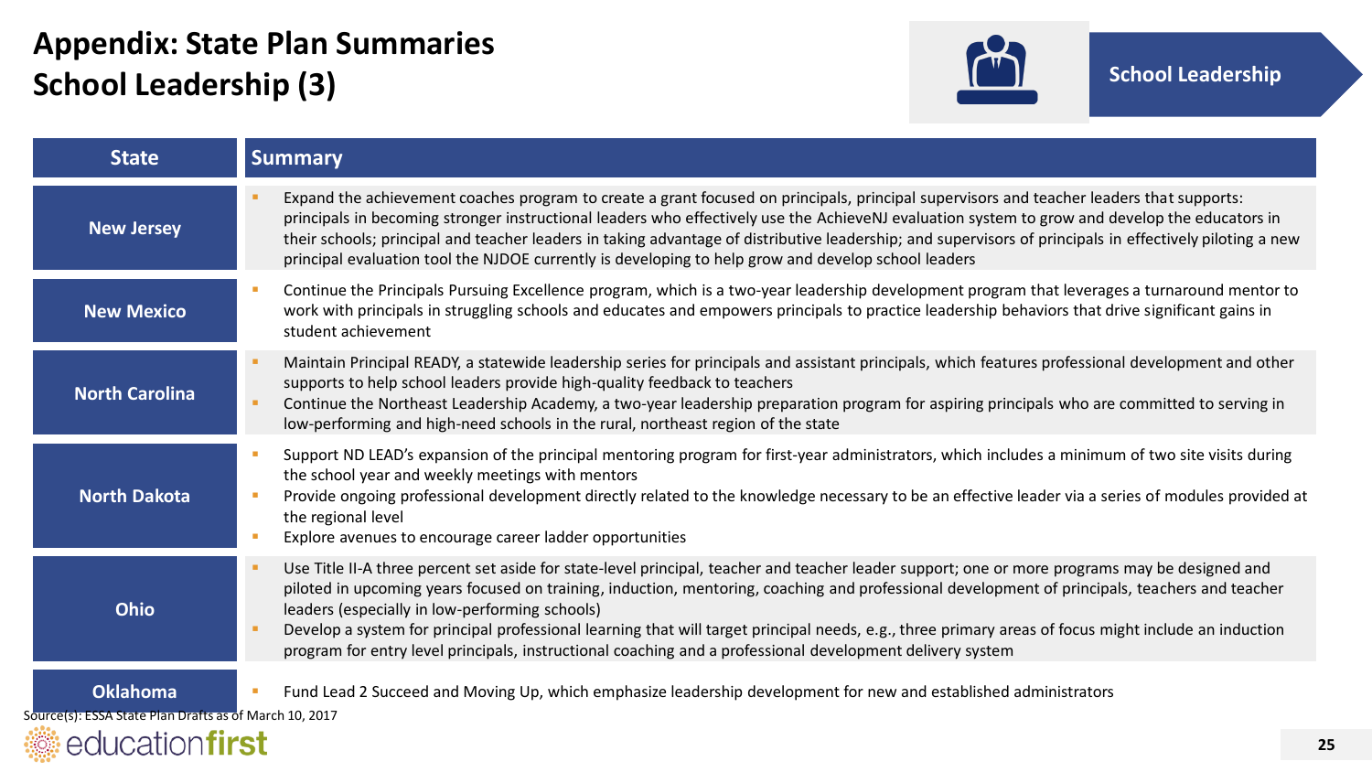# Appendix: State Plan Summaries
## School Leadership (3)

School Leadership

| State | Summary |
| --- | --- |
| New Jersey | ▪ Expand the achievement coaches program to create a grant focused on principals, principal supervisors and teacher leaders that supports: principals in becoming stronger instructional leaders who effectively use the AchieveNJ evaluation system to grow and develop the educators in their schools; principal and teacher leaders in taking advantage of distributive leadership; and supervisors of principals in effectively piloting a new principal evaluation tool the NJDOE currently is developing to help grow and develop school leaders |
| New Mexico | ▪ Continue the Principals Pursuing Excellence program, which is a two-year leadership development program that leverages a turnaround mentor to work with principals in struggling schools and educates and empowers principals to practice leadership behaviors that drive significant gains in student achievement |
| North Carolina | ▪ Maintain Principal READY, a statewide leadership series for principals and assistant principals, which features professional development and other supports to help school leaders provide high-quality feedback to teachers<br>▪ Continue the Northeast Leadership Academy, a two-year leadership preparation program for aspiring principals who are committed to serving in low-performing and high-need schools in the rural, northeast region of the state |
| North Dakota | ▪ Support ND LEAD's expansion of the principal mentoring program for first-year administrators, which includes a minimum of two site visits during the school year and weekly meetings with mentors<br>▪ Provide ongoing professional development directly related to the knowledge necessary to be an effective leader via a series of modules provided at the regional level<br>▪ Explore avenues to encourage career ladder opportunities |
| Ohio | ▪ Use Title II-A three percent set aside for state-level principal, teacher and teacher leader support; one or more programs may be designed and piloted in upcoming years focused on training, induction, mentoring, coaching and professional development of principals, teachers and teacher leaders (especially in low-performing schools)<br>▪ Develop a system for principal professional learning that will target principal needs, e.g., three primary areas of focus might include an induction program for entry level principals, instructional coaching and a professional development delivery system |
| Oklahoma | ▪ Fund Lead 2 Succeed and Moving Up, which emphasize leadership development for new and established administrators |

Source(s): ESSA State Plan Drafts as of March 10, 2017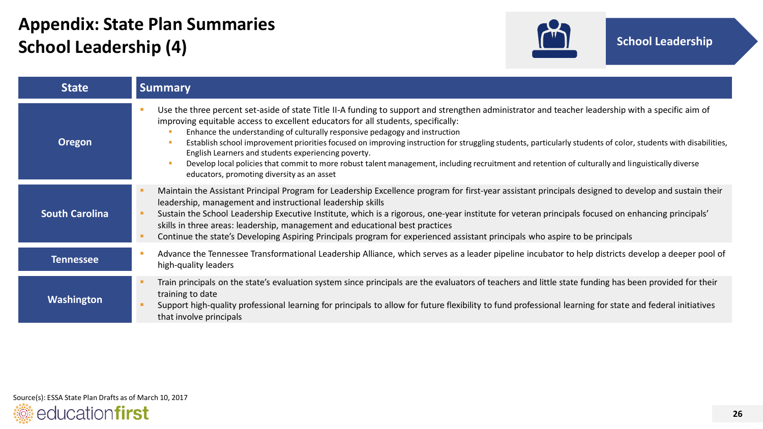# Appendix: State Plan Summaries
# School Leadership (4)

School Leadership

| State | Summary |
|---|---|
| Oregon | ▪ Use the three percent set-aside of state Title II-A funding to support and strengthen administrator and teacher leadership with a specific aim of improving equitable access to excellent educators for all students, specifically:<br>  ▪ Enhance the understanding of culturally responsive pedagogy and instruction<br>  ▪ Establish school improvement priorities focused on improving instruction for struggling students, particularly students of color, students with disabilities, English Learners and students experiencing poverty.<br>  ▪ Develop local policies that commit to more robust talent management, including recruitment and retention of culturally and linguistically diverse educators, promoting diversity as an asset |
| South Carolina | ▪ Maintain the Assistant Principal Program for Leadership Excellence program for first-year assistant principals designed to develop and sustain their leadership, management and instructional leadership skills<br>▪ Sustain the School Leadership Executive Institute, which is a rigorous, one-year institute for veteran principals focused on enhancing principals' skills in three areas: leadership, management and educational best practices<br>▪ Continue the state's Developing Aspiring Principals program for experienced assistant principals who aspire to be principals |
| Tennessee | ▪ Advance the Tennessee Transformational Leadership Alliance, which serves as a leader pipeline incubator to help districts develop a deeper pool of high-quality leaders |
| Washington | ▪ Train principals on the state's evaluation system since principals are the evaluators of teachers and little state funding has been provided for their training to date<br>▪ Support high-quality professional learning for principals to allow for future flexibility to fund professional learning for state and federal initiatives that involve principals |

Source(s): ESSA State Plan Drafts as of March 10, 2017

educationfirst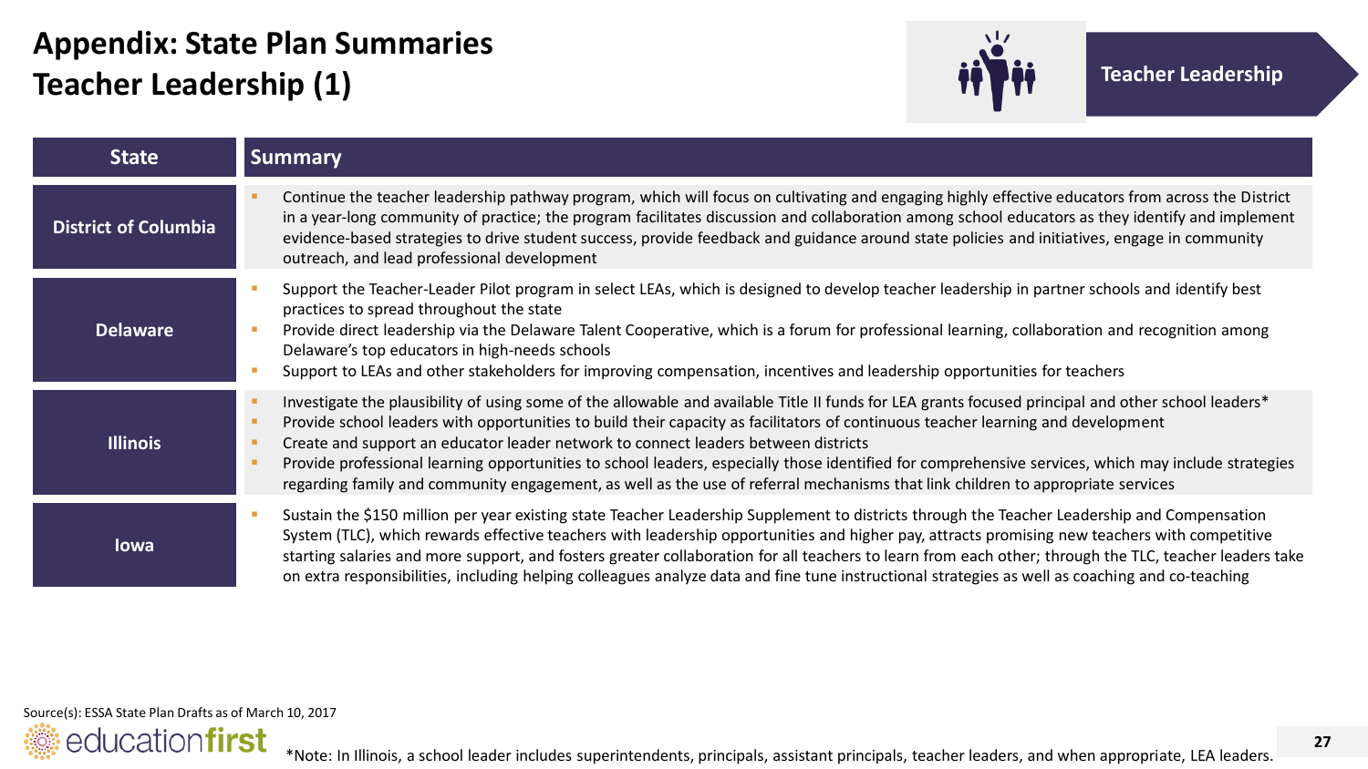# Appendix: State Plan Summaries
## Teacher Leadership (1)

Teacher Leadership

| State | Summary |
|---|---|
| District of Columbia | ▪ Continue the teacher leadership pathway program, which will focus on cultivating and engaging highly effective educators from across the District in a year-long community of practice; the program facilitates discussion and collaboration among school educators as they identify and implement evidence-based strategies to drive student success, provide feedback and guidance around state policies and initiatives, engage in community outreach, and lead professional development |
| Delaware | ▪ Support the Teacher-Leader Pilot program in select LEAs, which is designed to develop teacher leadership in partner schools and identify best practices to spread throughout the state<br>▪ Provide direct leadership via the Delaware Talent Cooperative, which is a forum for professional learning, collaboration and recognition among Delaware's top educators in high-needs schools<br>▪ Support to LEAs and other stakeholders for improving compensation, incentives and leadership opportunities for teachers |
| Illinois | ▪ Investigate the plausibility of using some of the allowable and available Title II funds for LEA grants focused principal and other school leaders*<br>▪ Provide school leaders with opportunities to build their capacity as facilitators of continuous teacher learning and development<br>▪ Create and support an educator leader network to connect leaders between districts<br>▪ Provide professional learning opportunities to school leaders, especially those identified for comprehensive services, which may include strategies regarding family and community engagement, as well as the use of referral mechanisms that link children to appropriate services |
| Iowa | ▪ Sustain the $150 million per year existing state Teacher Leadership Supplement to districts through the Teacher Leadership and Compensation System (TLC), which rewards effective teachers with leadership opportunities and higher pay, attracts promising new teachers with competitive starting salaries and more support, and fosters greater collaboration for all teachers to learn from each other; through the TLC, teacher leaders take on extra responsibilities, including helping colleagues analyze data and fine tune instructional strategies as well as coaching and co-teaching |

Source(s): ESSA State Plan Drafts as of March 10, 2017

*Note: In Illinois, a school leader includes superintendents, principals, assistant principals, teacher leaders, and when appropriate, LEA leaders.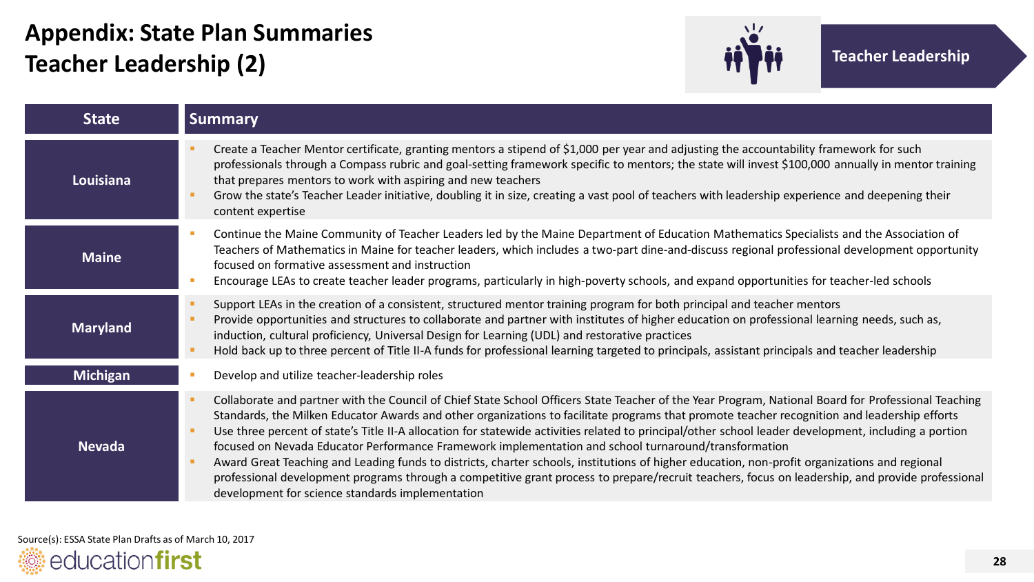# Appendix: State Plan Summaries
## Teacher Leadership (2)

Teacher Leadership

| State | Summary |
|---|---|
| Louisiana | • Create a Teacher Mentor certificate, granting mentors a stipend of $1,000 per year and adjusting the accountability framework for such professionals through a Compass rubric and goal-setting framework specific to mentors; the state will invest $100,000 annually in mentor training that prepares mentors to work with aspiring and new teachers<br>• Grow the state's Teacher Leader initiative, doubling it in size, creating a vast pool of teachers with leadership experience and deepening their content expertise |
| Maine | • Continue the Maine Community of Teacher Leaders led by the Maine Department of Education Mathematics Specialists and the Association of Teachers of Mathematics in Maine for teacher leaders, which includes a two-part dine-and-discuss regional professional development opportunity focused on formative assessment and instruction<br>• Encourage LEAs to create teacher leader programs, particularly in high-poverty schools, and expand opportunities for teacher-led schools |
| Maryland | • Support LEAs in the creation of a consistent, structured mentor training program for both principal and teacher mentors<br>• Provide opportunities and structures to collaborate and partner with institutes of higher education on professional learning needs, such as, induction, cultural proficiency, Universal Design for Learning (UDL) and restorative practices<br>• Hold back up to three percent of Title II-A funds for professional learning targeted to principals, assistant principals and teacher leadership |
| Michigan | • Develop and utilize teacher-leadership roles |
| Nevada | • Collaborate and partner with the Council of Chief State School Officers State Teacher of the Year Program, National Board for Professional Teaching Standards, the Milken Educator Awards and other organizations to facilitate programs that promote teacher recognition and leadership efforts<br>• Use three percent of state's Title II-A allocation for statewide activities related to principal/other school leader development, including a portion focused on Nevada Educator Performance Framework implementation and school turnaround/transformation<br>• Award Great Teaching and Leading funds to districts, charter schools, institutions of higher education, non-profit organizations and regional professional development programs through a competitive grant process to prepare/recruit teachers, focus on leadership, and provide professional development for science standards implementation |

Source(s): ESSA State Plan Drafts as of March 10, 2017

educationfirst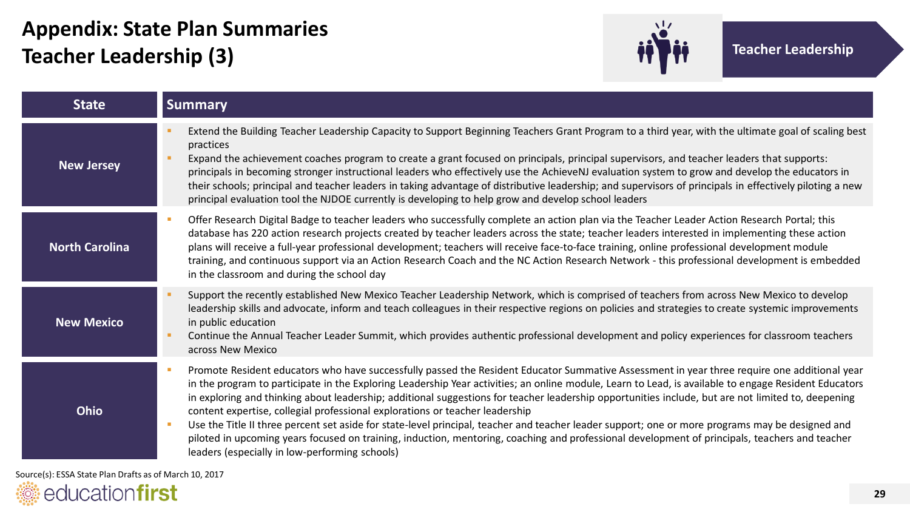# Appendix: State Plan Summaries
## Teacher Leadership (3)

Teacher Leadership

| State | Summary |
| --- | --- |
| New Jersey | ▪ Extend the Building Teacher Leadership Capacity to Support Beginning Teachers Grant Program to a third year, with the ultimate goal of scaling best practices<br>▪ Expand the achievement coaches program to create a grant focused on principals, principal supervisors, and teacher leaders that supports: principals in becoming stronger instructional leaders who effectively use the AchieveNJ evaluation system to grow and develop the educators in their schools; principal and teacher leaders in taking advantage of distributive leadership; and supervisors of principals in effectively piloting a new principal evaluation tool the NJDOE currently is developing to help grow and develop school leaders |
| North Carolina | ▪ Offer Research Digital Badge to teacher leaders who successfully complete an action plan via the Teacher Leader Action Research Portal; this database has 220 action research projects created by teacher leaders across the state; teacher leaders interested in implementing these action plans will receive a full-year professional development; teachers will receive face-to-face training, online professional development module training, and continuous support via an Action Research Coach and the NC Action Research Network - this professional development is embedded in the classroom and during the school day |
| New Mexico | ▪ Support the recently established New Mexico Teacher Leadership Network, which is comprised of teachers from across New Mexico to develop leadership skills and advocate, inform and teach colleagues in their respective regions on policies and strategies to create systemic improvements in public education<br>▪ Continue the Annual Teacher Leader Summit, which provides authentic professional development and policy experiences for classroom teachers across New Mexico |
| Ohio | ▪ Promote Resident educators who have successfully passed the Resident Educator Summative Assessment in year three require one additional year in the program to participate in the Exploring Leadership Year activities; an online module, Learn to Lead, is available to engage Resident Educators in exploring and thinking about leadership; additional suggestions for teacher leadership opportunities include, but are not limited to, deepening content expertise, collegial professional explorations or teacher leadership<br>▪ Use the Title II three percent set aside for state-level principal, teacher and teacher leader support; one or more programs may be designed and piloted in upcoming years focused on training, induction, mentoring, coaching and professional development of principals, teachers and teacher leaders (especially in low-performing schools) |

Source(s): ESSA State Plan Drafts as of March 10, 2017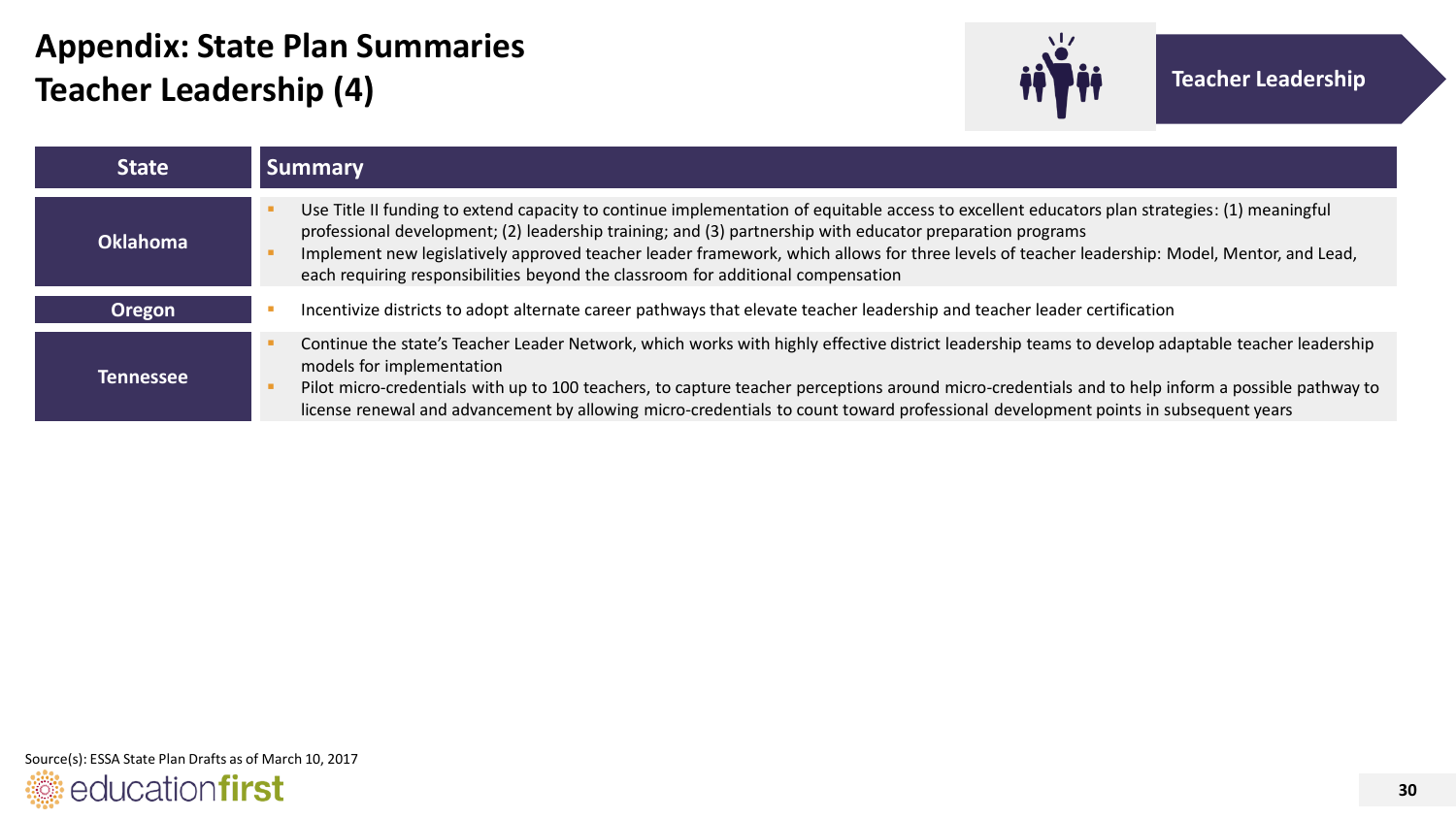# Appendix: State Plan Summaries
# Teacher Leadership (4)

Teacher Leadership

| State | Summary |
|---|---|
| Oklahoma | • Use Title II funding to extend capacity to continue implementation of equitable access to excellent educators plan strategies: (1) meaningful professional development; (2) leadership training; and (3) partnership with educator preparation programs<br>• Implement new legislatively approved teacher leader framework, which allows for three levels of teacher leadership: Model, Mentor, and Lead, each requiring responsibilities beyond the classroom for additional compensation |
| Oregon | • Incentivize districts to adopt alternate career pathways that elevate teacher leadership and teacher leader certification |
| Tennessee | • Continue the state's Teacher Leader Network, which works with highly effective district leadership teams to develop adaptable teacher leadership models for implementation<br>• Pilot micro-credentials with up to 100 teachers, to capture teacher perceptions around micro-credentials and to help inform a possible pathway to license renewal and advancement by allowing micro-credentials to count toward professional development points in subsequent years |

Source(s): ESSA State Plan Drafts as of March 10, 2017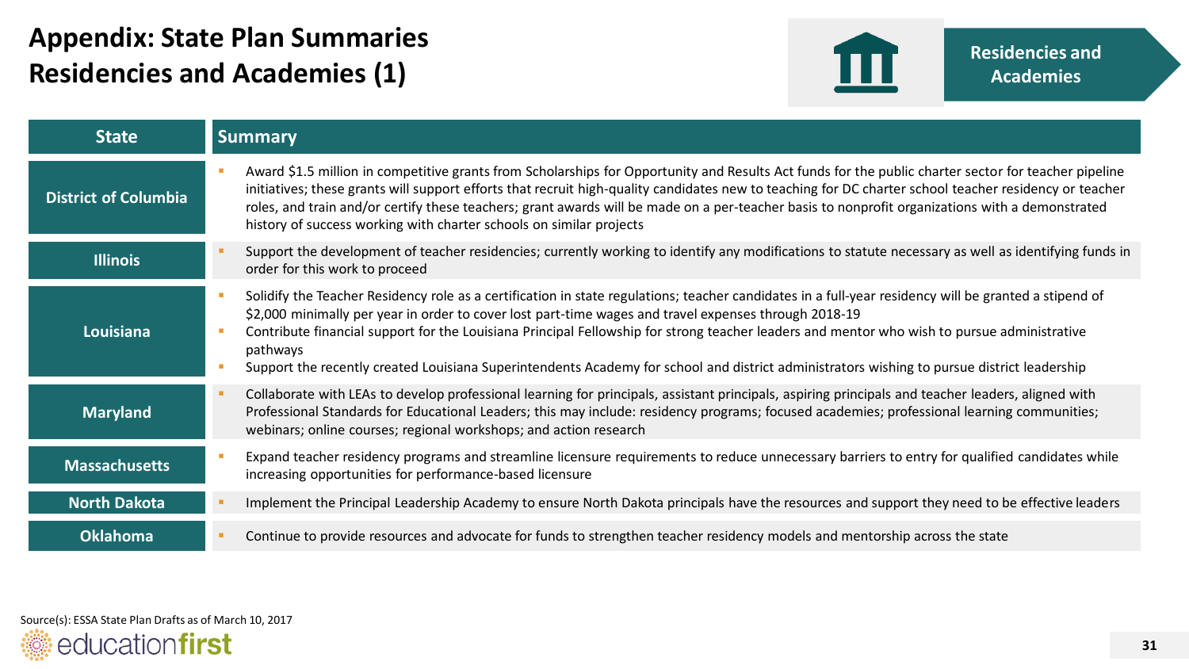# Appendix: State Plan Summaries
# Residencies and Academies (1)

**Residencies and Academies**

| State | Summary |
|---|---|
| District of Columbia | ▪ Award $1.5 million in competitive grants from Scholarships for Opportunity and Results Act funds for the public charter sector for teacher pipeline initiatives; these grants will support efforts that recruit high-quality candidates new to teaching for DC charter school teacher residency or teacher roles, and train and/or certify these teachers; grant awards will be made on a per-teacher basis to nonprofit organizations with a demonstrated history of success working with charter schools on similar projects |
| Illinois | ▪ Support the development of teacher residencies; currently working to identify any modifications to statute necessary as well as identifying funds in order for this work to proceed |
| Louisiana | ▪ Solidify the Teacher Residency role as a certification in state regulations; teacher candidates in a full-year residency will be granted a stipend of $2,000 minimally per year in order to cover lost part-time wages and travel expenses through 2018-19<br>▪ Contribute financial support for the Louisiana Principal Fellowship for strong teacher leaders and mentor who wish to pursue administrative pathways<br>▪ Support the recently created Louisiana Superintendents Academy for school and district administrators wishing to pursue district leadership |
| Maryland | ▪ Collaborate with LEAs to develop professional learning for principals, assistant principals, aspiring principals and teacher leaders, aligned with Professional Standards for Educational Leaders; this may include: residency programs; focused academies; professional learning communities; webinars; online courses; regional workshops; and action research |
| Massachusetts | ▪ Expand teacher residency programs and streamline licensure requirements to reduce unnecessary barriers to entry for qualified candidates while increasing opportunities for performance-based licensure |
| North Dakota | ▪ Implement the Principal Leadership Academy to ensure North Dakota principals have the resources and support they need to be effective leaders |
| Oklahoma | ▪ Continue to provide resources and advocate for funds to strengthen teacher residency models and mentorship across the state |

Source(s): ESSA State Plan Drafts as of March 10, 2017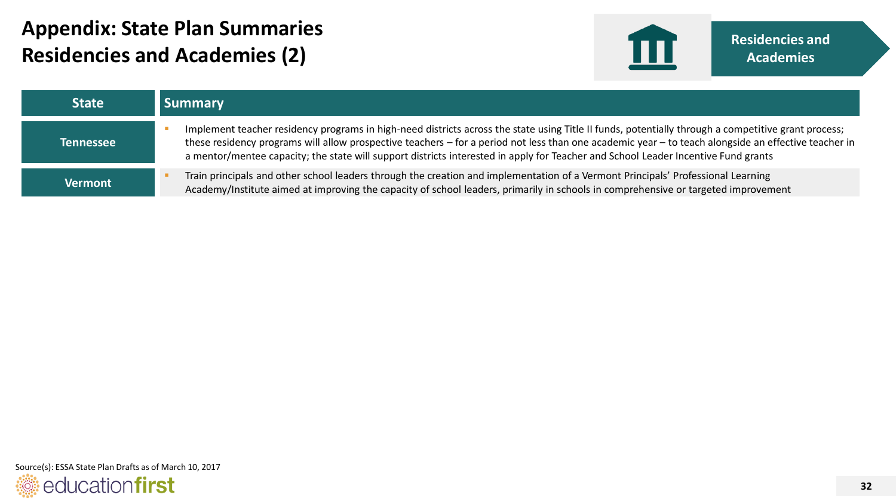# Appendix: State Plan Summaries
# Residencies and Academies (2)

**Residencies and Academies**

| State | Summary |
|---|---|
| **Tennessee** | Implement teacher residency programs in high-need districts across the state using Title II funds, potentially through a competitive grant process; these residency programs will allow prospective teachers – for a period not less than one academic year – to teach alongside an effective teacher in a mentor/mentee capacity; the state will support districts interested in apply for Teacher and School Leader Incentive Fund grants |
| **Vermont** | Train principals and other school leaders through the creation and implementation of a Vermont Principals' Professional Learning Academy/Institute aimed at improving the capacity of school leaders, primarily in schools in comprehensive or targeted improvement |

Source(s): ESSA State Plan Drafts as of March 10, 2017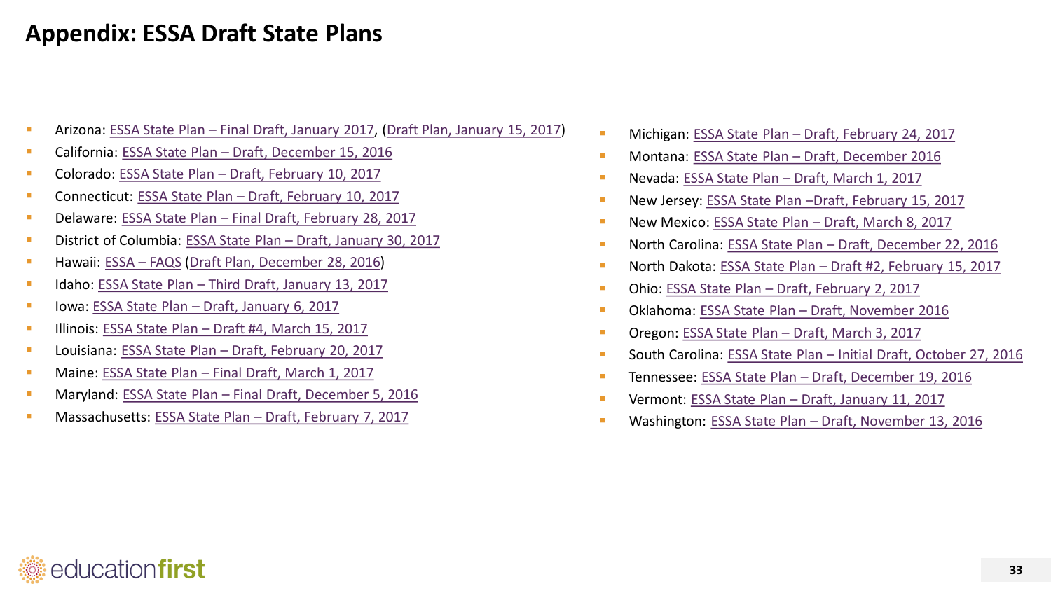# Appendix: ESSA Draft State Plans

- Arizona: ESSA State Plan – Final Draft, January 2017, (Draft Plan, January 15, 2017)
- California: ESSA State Plan – Draft, December 15, 2016
- Colorado: ESSA State Plan – Draft, February 10, 2017
- Connecticut: ESSA State Plan – Draft, February 10, 2017
- Delaware: ESSA State Plan – Final Draft, February 28, 2017
- District of Columbia: ESSA State Plan – Draft, January 30, 2017
- Hawaii: ESSA – FAQS (Draft Plan, December 28, 2016)
- Idaho: ESSA State Plan – Third Draft, January 13, 2017
- Iowa: ESSA State Plan – Draft, January 6, 2017
- Illinois: ESSA State Plan – Draft #4, March 15, 2017
- Louisiana: ESSA State Plan – Draft, February 20, 2017
- Maine: ESSA State Plan – Final Draft, March 1, 2017
- Maryland: ESSA State Plan – Final Draft, December 5, 2016
- Massachusetts: ESSA State Plan – Draft, February 7, 2017
- Michigan: ESSA State Plan – Draft, February 24, 2017
- Montana: ESSA State Plan – Draft, December 2016
- Nevada: ESSA State Plan – Draft, March 1, 2017
- New Jersey: ESSA State Plan –Draft, February 15, 2017
- New Mexico: ESSA State Plan – Draft, March 8, 2017
- North Carolina: ESSA State Plan – Draft, December 22, 2016
- North Dakota: ESSA State Plan – Draft #2, February 15, 2017
- Ohio: ESSA State Plan – Draft, February 2, 2017
- Oklahoma: ESSA State Plan – Draft, November 2016
- Oregon: ESSA State Plan – Draft, March 3, 2017
- South Carolina: ESSA State Plan – Initial Draft, October 27, 2016
- Tennessee: ESSA State Plan – Draft, December 19, 2016
- Vermont: ESSA State Plan – Draft, January 11, 2017
- Washington: ESSA State Plan – Draft, November 13, 2016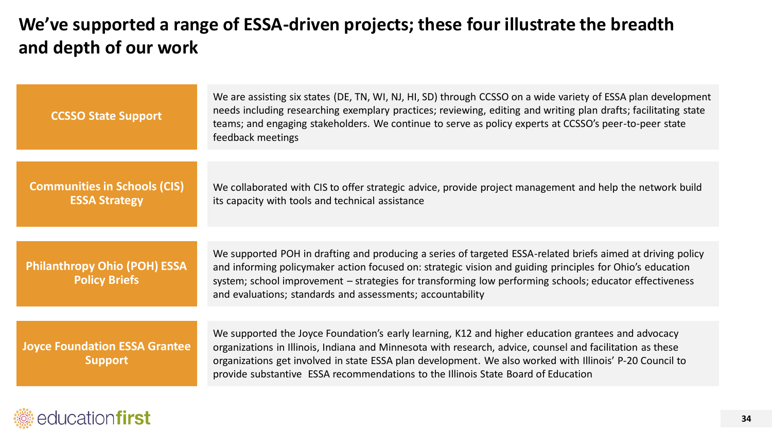# We've supported a range of ESSA-driven projects; these four illustrate the breadth and depth of our work

| | |
|---|---|
| **CCSSO State Support** | We are assisting six states (DE, TN, WI, NJ, HI, SD) through CCSSO on a wide variety of ESSA plan development needs including researching exemplary practices; reviewing, editing and writing plan drafts; facilitating state teams; and engaging stakeholders. We continue to serve as policy experts at CCSSO's peer-to-peer state feedback meetings |
| **Communities in Schools (CIS) ESSA Strategy** | We collaborated with CIS to offer strategic advice, provide project management and help the network build its capacity with tools and technical assistance |
| **Philanthropy Ohio (POH) ESSA Policy Briefs** | We supported POH in drafting and producing a series of targeted ESSA-related briefs aimed at driving policy and informing policymaker action focused on: strategic vision and guiding principles for Ohio's education system; school improvement – strategies for transforming low performing schools; educator effectiveness and evaluations; standards and assessments; accountability |
| **Joyce Foundation ESSA Grantee Support** | We supported the Joyce Foundation's early learning, K12 and higher education grantees and advocacy organizations in Illinois, Indiana and Minnesota with research, advice, counsel and facilitation as these organizations get involved in state ESSA plan development. We also worked with Illinois' P-20 Council to provide substantive ESSA recommendations to the Illinois State Board of Education |

educationfirst